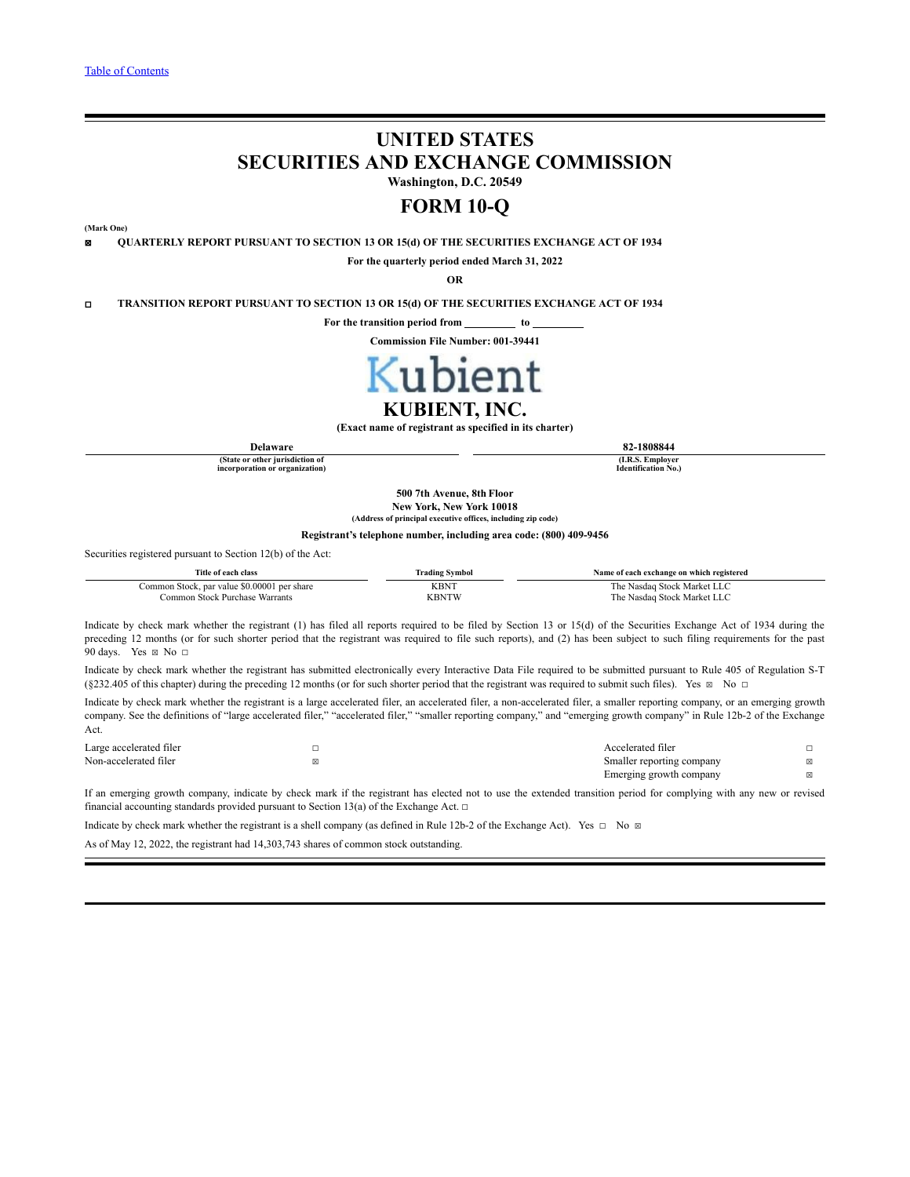[Table of Contents](#)

# UNITED STATES
# SECURITIES AND EXCHANGE COMMISSION

**Washington, D.C. 20549**

# FORM 10-Q

**(Mark One)**

☒ **QUARTERLY REPORT PURSUANT TO SECTION 13 OR 15(d) OF THE SECURITIES EXCHANGE ACT OF 1934**

**For the quarterly period ended March 31, 2022**

**OR**

☐ **TRANSITION REPORT PURSUANT TO SECTION 13 OR 15(d) OF THE SECURITIES EXCHANGE ACT OF 1934**

**For the transition period from \_\_\_\_\_\_\_\_\_ to \_\_\_\_\_\_\_\_\_**

**Commission File Number: 001-39441**

Kubient

# KUBIENT, INC.

**(Exact name of registrant as specified in its charter)**

| **Delaware** | **82-1808844** |
|---|---|
| **(State or other jurisdiction of incorporation or organization)** | **(I.R.S. Employer Identification No.)** |

**500 7th Avenue, 8th Floor**
**New York, New York 10018**
**(Address of principal executive offices, including zip code)**

**Registrant's telephone number, including area code: (800) 409-9456**

Securities registered pursuant to Section 12(b) of the Act:

| Title of each class | Trading Symbol | Name of each exchange on which registered |
|---|---|---|
| Common Stock, par value $0.00001 per share | KBNT | The Nasdaq Stock Market LLC |
| Common Stock Purchase Warrants | KBNTW | The Nasdaq Stock Market LLC |

Indicate by check mark whether the registrant (1) has filed all reports required to be filed by Section 13 or 15(d) of the Securities Exchange Act of 1934 during the preceding 12 months (or for such shorter period that the registrant was required to file such reports), and (2) has been subject to such filing requirements for the past 90 days. Yes ☒ No ☐

Indicate by check mark whether the registrant has submitted electronically every Interactive Data File required to be submitted pursuant to Rule 405 of Regulation S-T (§232.405 of this chapter) during the preceding 12 months (or for such shorter period that the registrant was required to submit such files). Yes ☒ No ☐

Indicate by check mark whether the registrant is a large accelerated filer, an accelerated filer, a non-accelerated filer, a smaller reporting company, or an emerging growth company. See the definitions of "large accelerated filer," "accelerated filer," "smaller reporting company," and "emerging growth company" in Rule 12b-2 of the Exchange Act.

| | | | |
|---|---|---|---|
| Large accelerated filer | ☐ | Accelerated filer | ☐ |
| Non-accelerated filer | ☒ | Smaller reporting company | ☒ |
| | | Emerging growth company | ☒ |

If an emerging growth company, indicate by check mark if the registrant has elected not to use the extended transition period for complying with any new or revised financial accounting standards provided pursuant to Section 13(a) of the Exchange Act. ☐

Indicate by check mark whether the registrant is a shell company (as defined in Rule 12b-2 of the Exchange Act). Yes ☐ No ☒

As of May 12, 2022, the registrant had 14,303,743 shares of common stock outstanding.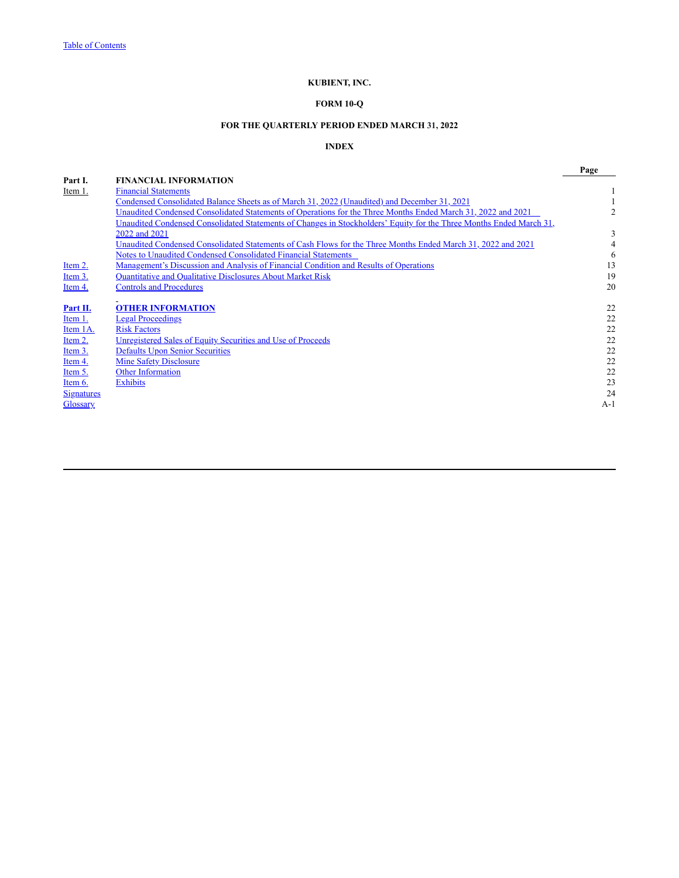KUBIENT, INC.

FORM 10-Q

FOR THE QUARTERLY PERIOD ENDED MARCH 31, 2022

INDEX

| | | Page |
|---|---|---|
| **Part I.** | **FINANCIAL INFORMATION** | |
| Item 1. | Financial Statements | 1 |
| | Condensed Consolidated Balance Sheets as of March 31, 2022 (Unaudited) and December 31, 2021 | 1 |
| | Unaudited Condensed Consolidated Statements of Operations for the Three Months Ended March 31, 2022 and 2021 | 2 |
| | Unaudited Condensed Consolidated Statements of Changes in Stockholders' Equity for the Three Months Ended March 31, 2022 and 2021 | 3 |
| | Unaudited Condensed Consolidated Statements of Cash Flows for the Three Months Ended March 31, 2022 and 2021 | 4 |
| | Notes to Unaudited Condensed Consolidated Financial Statements | 6 |
| Item 2. | Management's Discussion and Analysis of Financial Condition and Results of Operations | 13 |
| Item 3. | Quantitative and Qualitative Disclosures About Market Risk | 19 |
| Item 4. | Controls and Procedures | 20 |
| | | |
| **Part II.** | **OTHER INFORMATION** | 22 |
| Item 1. | Legal Proceedings | 22 |
| Item 1A. | Risk Factors | 22 |
| Item 2. | Unregistered Sales of Equity Securities and Use of Proceeds | 22 |
| Item 3. | Defaults Upon Senior Securities | 22 |
| Item 4. | Mine Safety Disclosure | 22 |
| Item 5. | Other Information | 22 |
| Item 6. | Exhibits | 23 |
| Signatures | | 24 |
| Glossary | | A-1 |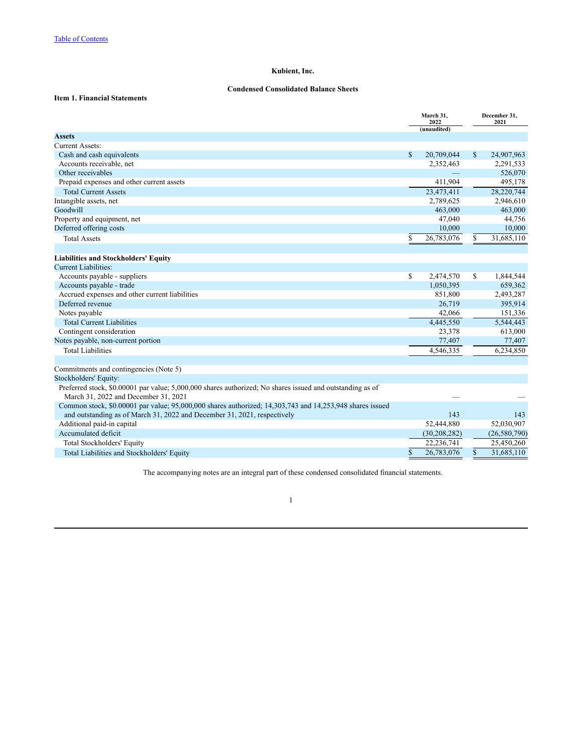Table of Contents

# Kubient, Inc.

## Condensed Consolidated Balance Sheets

### Item 1. Financial Statements

| | March 31, 2022 (unaudited) | December 31, 2021 |
|---|---|---|
| **Assets** | | |
| Current Assets: | | |
| Cash and cash equivalents | $ 20,709,044 | $ 24,907,963 |
| Accounts receivable, net | 2,352,463 | 2,291,533 |
| Other receivables | — | 526,070 |
| Prepaid expenses and other current assets | 411,904 | 495,178 |
| Total Current Assets | 23,473,411 | 28,220,744 |
| Intangible assets, net | 2,789,625 | 2,946,610 |
| Goodwill | 463,000 | 463,000 |
| Property and equipment, net | 47,040 | 44,756 |
| Deferred offering costs | 10,000 | 10,000 |
| Total Assets | $ 26,783,076 | $ 31,685,110 |
| | | |
| **Liabilities and Stockholders' Equity** | | |
| Current Liabilities: | | |
| Accounts payable - suppliers | $ 2,474,570 | $ 1,844,544 |
| Accounts payable - trade | 1,050,395 | 659,362 |
| Accrued expenses and other current liabilities | 851,800 | 2,493,287 |
| Deferred revenue | 26,719 | 395,914 |
| Notes payable | 42,066 | 151,336 |
| Total Current Liabilities | 4,445,550 | 5,544,443 |
| Contingent consideration | 23,378 | 613,000 |
| Notes payable, non-current portion | 77,407 | 77,407 |
| Total Liabilities | 4,546,335 | 6,234,850 |
| | | |
| Commitments and contingencies (Note 5) | | |
| Stockholders' Equity: | | |
| Preferred stock, $0.00001 par value; 5,000,000 shares authorized; No shares issued and outstanding as of March 31, 2022 and December 31, 2021 | — | — |
| Common stock, $0.00001 par value; 95,000,000 shares authorized; 14,303,743 and 14,253,948 shares issued and outstanding as of March 31, 2022 and December 31, 2021, respectively | 143 | 143 |
| Additional paid-in capital | 52,444,880 | 52,030,907 |
| Accumulated deficit | (30,208,282) | (26,580,790) |
| Total Stockholders' Equity | 22,236,741 | 25,450,260 |
| Total Liabilities and Stockholders' Equity | $ 26,783,076 | $ 31,685,110 |

The accompanying notes are an integral part of these condensed consolidated financial statements.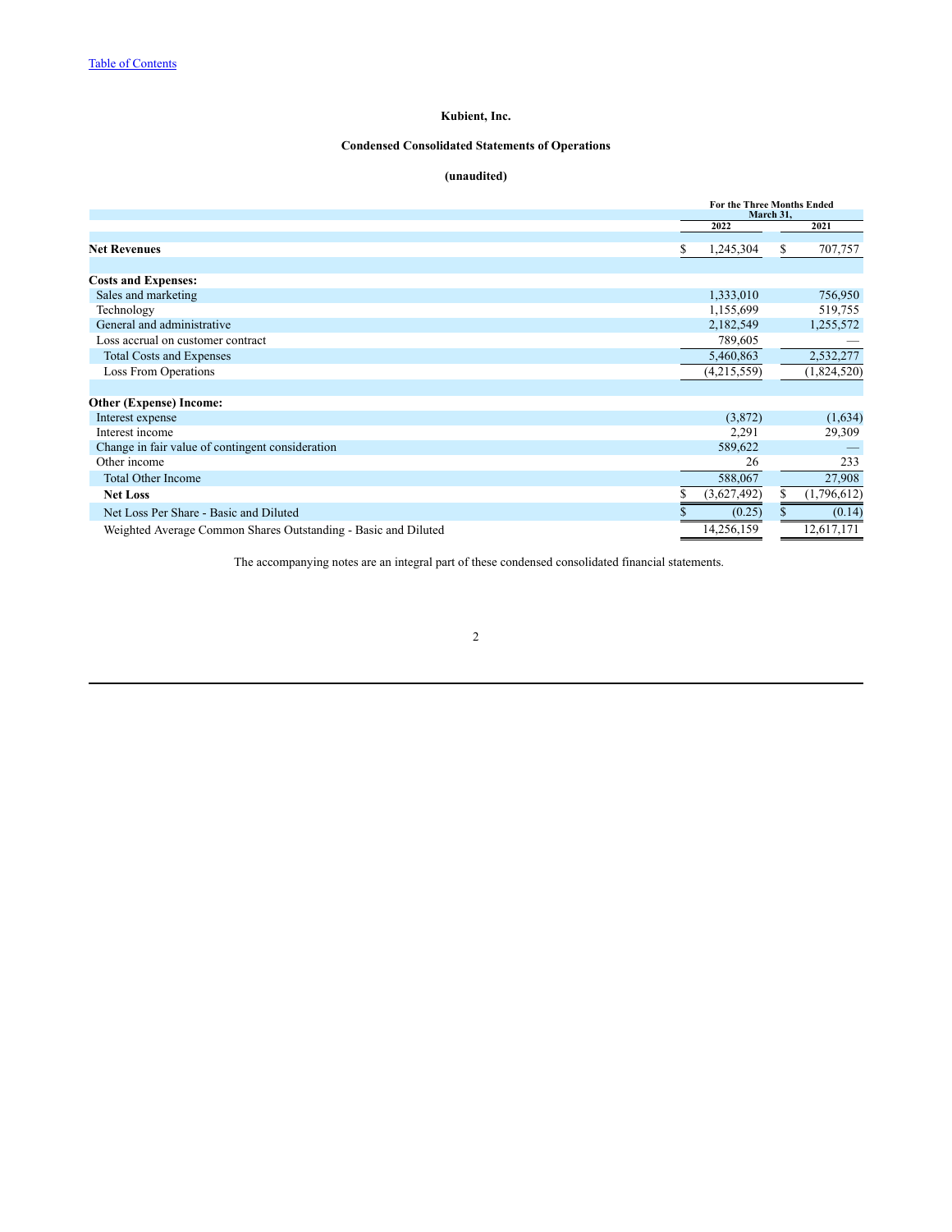[Table of Contents](#)

**Kubient, Inc.**

**Condensed Consolidated Statements of Operations**

**(unaudited)**

| | For the Three Months Ended March 31, | |
|---|---|---|
| | 2022 | 2021 |
| **Net Revenues** | $ 1,245,304 | $ 707,757 |
| | | |
| **Costs and Expenses:** | | |
| Sales and marketing | 1,333,010 | 756,950 |
| Technology | 1,155,699 | 519,755 |
| General and administrative | 2,182,549 | 1,255,572 |
| Loss accrual on customer contract | 789,605 | — |
| Total Costs and Expenses | 5,460,863 | 2,532,277 |
| Loss From Operations | (4,215,559) | (1,824,520) |
| | | |
| **Other (Expense) Income:** | | |
| Interest expense | (3,872) | (1,634) |
| Interest income | 2,291 | 29,309 |
| Change in fair value of contingent consideration | 589,622 | — |
| Other income | 26 | 233 |
| Total Other Income | 588,067 | 27,908 |
| **Net Loss** | $ (3,627,492) | $ (1,796,612) |
| Net Loss Per Share - Basic and Diluted | $ (0.25) | $ (0.14) |
| Weighted Average Common Shares Outstanding - Basic and Diluted | 14,256,159 | 12,617,171 |

The accompanying notes are an integral part of these condensed consolidated financial statements.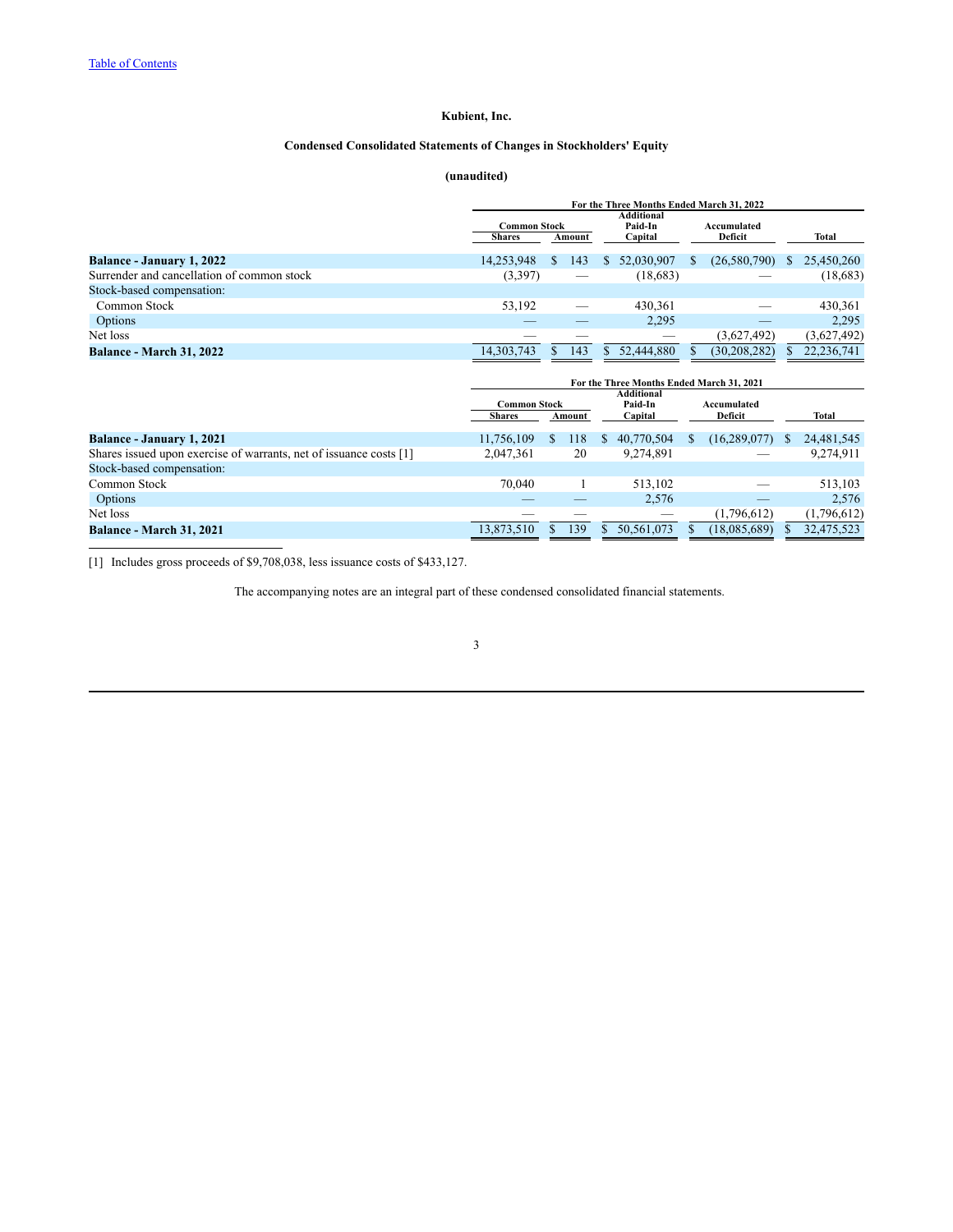# Kubient, Inc.

## Condensed Consolidated Statements of Changes in Stockholders' Equity

### (unaudited)

| | For the Three Months Ended March 31, 2022 | | | | |
|---|---|---|---|---|---|
| | Common Stock | | Additional Paid-In | Accumulated | |
| | Shares | Amount | Capital | Deficit | Total |
| **Balance - January 1, 2022** | 14,253,948 | $ 143 | $ 52,030,907 | $ (26,580,790) | $ 25,450,260 |
| Surrender and cancellation of common stock | (3,397) | — | (18,683) | — | (18,683) |
| Stock-based compensation: | | | | | |
| Common Stock | 53,192 | — | 430,361 | — | 430,361 |
| Options | — | — | 2,295 | — | 2,295 |
| Net loss | — | — | — | (3,627,492) | (3,627,492) |
| **Balance - March 31, 2022** | 14,303,743 | $ 143 | $ 52,444,880 | $ (30,208,282) | $ 22,236,741 |

| | For the Three Months Ended March 31, 2021 | | | | |
|---|---|---|---|---|---|
| | Common Stock | | Additional Paid-In | Accumulated | |
| | Shares | Amount | Capital | Deficit | Total |
| **Balance - January 1, 2021** | 11,756,109 | $ 118 | $ 40,770,504 | $ (16,289,077) | $ 24,481,545 |
| Shares issued upon exercise of warrants, net of issuance costs [1] | 2,047,361 | 20 | 9,274,891 | — | 9,274,911 |
| Stock-based compensation: | | | | | |
| Common Stock | 70,040 | 1 | 513,102 | — | 513,103 |
| Options | — | — | 2,576 | — | 2,576 |
| Net loss | — | — | — | (1,796,612) | (1,796,612) |
| **Balance - March 31, 2021** | 13,873,510 | $ 139 | $ 50,561,073 | $ (18,085,689) | $ 32,475,523 |

[1] Includes gross proceeds of $9,708,038, less issuance costs of $433,127.

The accompanying notes are an integral part of these condensed consolidated financial statements.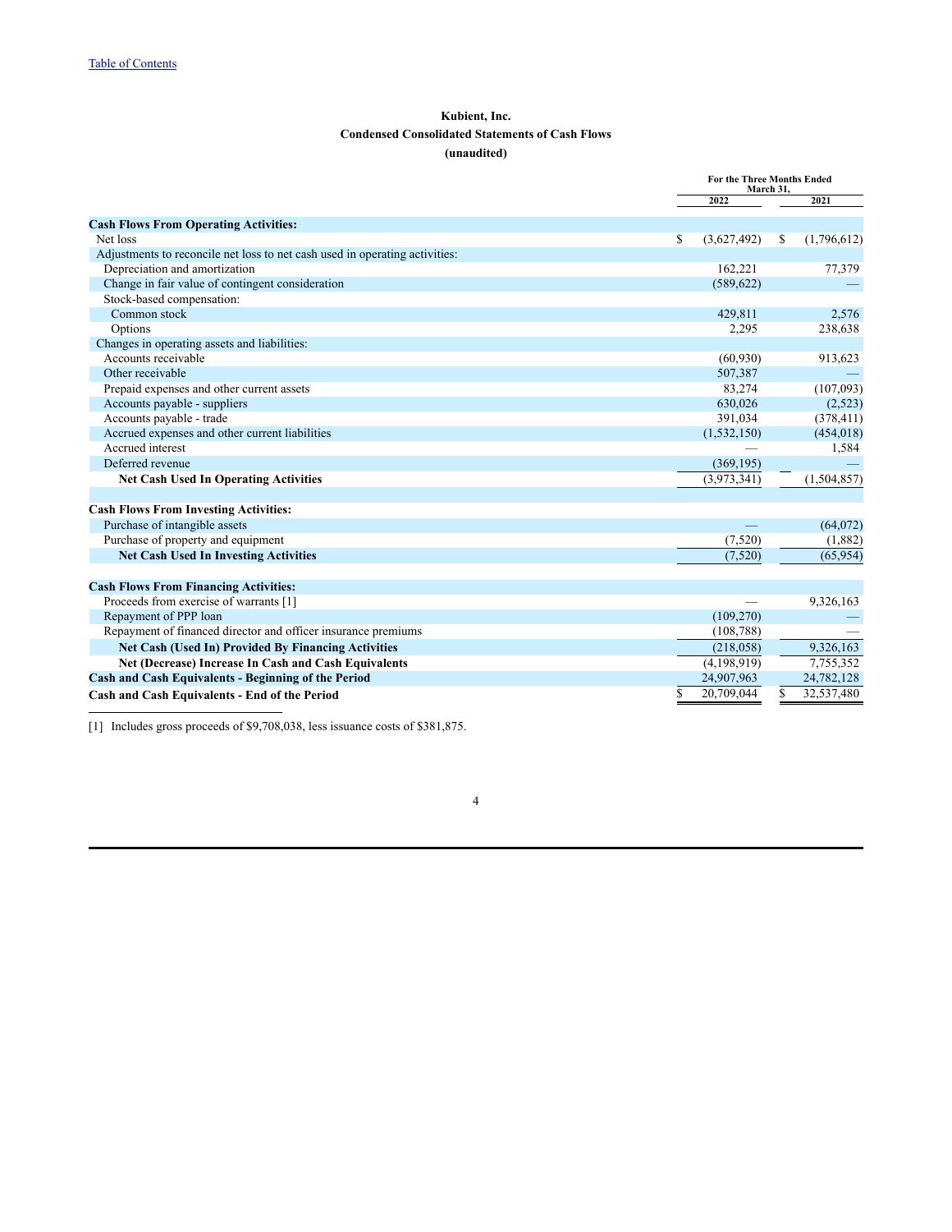**Kubient, Inc.**

**Condensed Consolidated Statements of Cash Flows**

**(unaudited)**

| | For the Three Months Ended March 31, | |
|---|---|---|
| | 2022 | 2021 |
| **Cash Flows From Operating Activities:** | | |
| Net loss | $ (3,627,492) | $ (1,796,612) |
| Adjustments to reconcile net loss to net cash used in operating activities: | | |
| Depreciation and amortization | 162,221 | 77,379 |
| Change in fair value of contingent consideration | (589,622) | — |
| Stock-based compensation: | | |
| Common stock | 429,811 | 2,576 |
| Options | 2,295 | 238,638 |
| Changes in operating assets and liabilities: | | |
| Accounts receivable | (60,930) | 913,623 |
| Other receivable | 507,387 | — |
| Prepaid expenses and other current assets | 83,274 | (107,093) |
| Accounts payable - suppliers | 630,026 | (2,523) |
| Accounts payable - trade | 391,034 | (378,411) |
| Accrued expenses and other current liabilities | (1,532,150) | (454,018) |
| Accrued interest | — | 1,584 |
| Deferred revenue | (369,195) | — |
| **Net Cash Used In Operating Activities** | (3,973,341) | (1,504,857) |
| | | |
| **Cash Flows From Investing Activities:** | | |
| Purchase of intangible assets | — | (64,072) |
| Purchase of property and equipment | (7,520) | (1,882) |
| **Net Cash Used In Investing Activities** | (7,520) | (65,954) |
| | | |
| **Cash Flows From Financing Activities:** | | |
| Proceeds from exercise of warrants [1] | — | 9,326,163 |
| Repayment of PPP loan | (109,270) | — |
| Repayment of financed director and officer insurance premiums | (108,788) | — |
| **Net Cash (Used In) Provided By Financing Activities** | (218,058) | 9,326,163 |
| **Net (Decrease) Increase In Cash and Cash Equivalents** | (4,198,919) | 7,755,352 |
| **Cash and Cash Equivalents - Beginning of the Period** | 24,907,963 | 24,782,128 |
| **Cash and Cash Equivalents - End of the Period** | $ 20,709,044 | $ 32,537,480 |

[1] Includes gross proceeds of $9,708,038, less issuance costs of $381,875.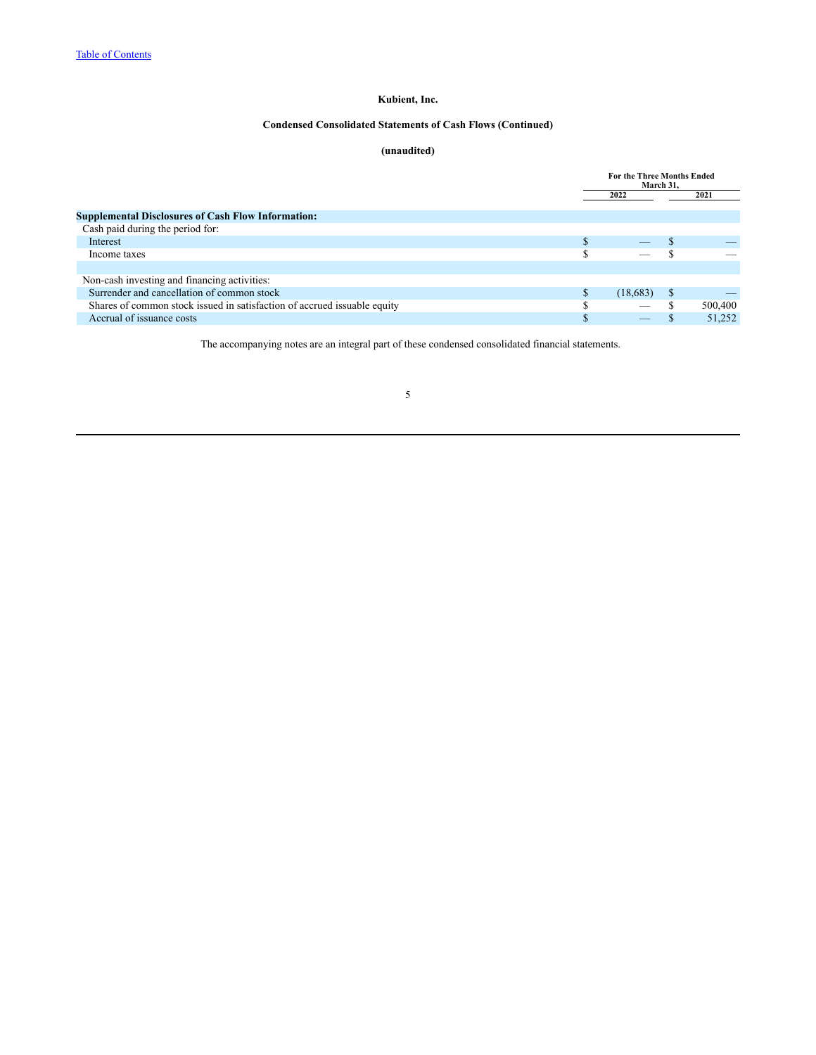**Kubient, Inc.**

**Condensed Consolidated Statements of Cash Flows (Continued)**

**(unaudited)**

| | For the Three Months Ended March 31, | |
|---|---|---|
| | 2022 | 2021 |
| **Supplemental Disclosures of Cash Flow Information:** | | |
| Cash paid during the period for: | | |
| Interest | $ — | $ — |
| Income taxes | $ — | $ — |
| | | |
| Non-cash investing and financing activities: | | |
| Surrender and cancellation of common stock | $ (18,683) | $ — |
| Shares of common stock issued in satisfaction of accrued issuable equity | $ — | $ 500,400 |
| Accrual of issuance costs | $ — | $ 51,252 |

The accompanying notes are an integral part of these condensed consolidated financial statements.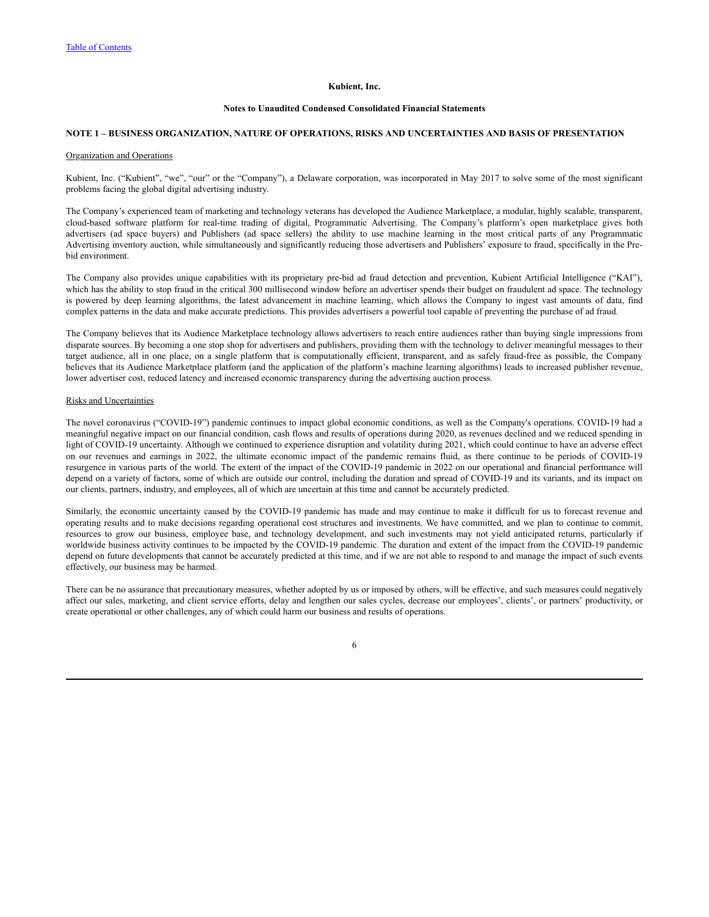**Kubient, Inc.**

**Notes to Unaudited Condensed Consolidated Financial Statements**

**NOTE 1 – BUSINESS ORGANIZATION, NATURE OF OPERATIONS, RISKS AND UNCERTAINTIES AND BASIS OF PRESENTATION**

Organization and Operations

Kubient, Inc. ("Kubient", "we", "our" or the "Company"), a Delaware corporation, was incorporated in May 2017 to solve some of the most significant problems facing the global digital advertising industry.

The Company's experienced team of marketing and technology veterans has developed the Audience Marketplace, a modular, highly scalable, transparent, cloud-based software platform for real-time trading of digital, Programmatic Advertising. The Company's platform's open marketplace gives both advertisers (ad space buyers) and Publishers (ad space sellers) the ability to use machine learning in the most critical parts of any Programmatic Advertising inventory auction, while simultaneously and significantly reducing those advertisers and Publishers' exposure to fraud, specifically in the Pre-bid environment.

The Company also provides unique capabilities with its proprietary pre-bid ad fraud detection and prevention, Kubient Artificial Intelligence ("KAI"), which has the ability to stop fraud in the critical 300 millisecond window before an advertiser spends their budget on fraudulent ad space. The technology is powered by deep learning algorithms, the latest advancement in machine learning, which allows the Company to ingest vast amounts of data, find complex patterns in the data and make accurate predictions. This provides advertisers a powerful tool capable of preventing the purchase of ad fraud.

The Company believes that its Audience Marketplace technology allows advertisers to reach entire audiences rather than buying single impressions from disparate sources. By becoming a one stop shop for advertisers and publishers, providing them with the technology to deliver meaningful messages to their target audience, all in one place, on a single platform that is computationally efficient, transparent, and as safely fraud-free as possible, the Company believes that its Audience Marketplace platform (and the application of the platform's machine learning algorithms) leads to increased publisher revenue, lower advertiser cost, reduced latency and increased economic transparency during the advertising auction process.

Risks and Uncertainties

The novel coronavirus ("COVID-19") pandemic continues to impact global economic conditions, as well as the Company's operations. COVID-19 had a meaningful negative impact on our financial condition, cash flows and results of operations during 2020, as revenues declined and we reduced spending in light of COVID-19 uncertainty. Although we continued to experience disruption and volatility during 2021, which could continue to have an adverse effect on our revenues and earnings in 2022, the ultimate economic impact of the pandemic remains fluid, as there continue to be periods of COVID-19 resurgence in various parts of the world. The extent of the impact of the COVID-19 pandemic in 2022 on our operational and financial performance will depend on a variety of factors, some of which are outside our control, including the duration and spread of COVID-19 and its variants, and its impact on our clients, partners, industry, and employees, all of which are uncertain at this time and cannot be accurately predicted.

Similarly, the economic uncertainty caused by the COVID-19 pandemic has made and may continue to make it difficult for us to forecast revenue and operating results and to make decisions regarding operational cost structures and investments. We have committed, and we plan to continue to commit, resources to grow our business, employee base, and technology development, and such investments may not yield anticipated returns, particularly if worldwide business activity continues to be impacted by the COVID-19 pandemic. The duration and extent of the impact from the COVID-19 pandemic depend on future developments that cannot be accurately predicted at this time, and if we are not able to respond to and manage the impact of such events effectively, our business may be harmed.

There can be no assurance that precautionary measures, whether adopted by us or imposed by others, will be effective, and such measures could negatively affect our sales, marketing, and client service efforts, delay and lengthen our sales cycles, decrease our employees', clients', or partners' productivity, or create operational or other challenges, any of which could harm our business and results of operations.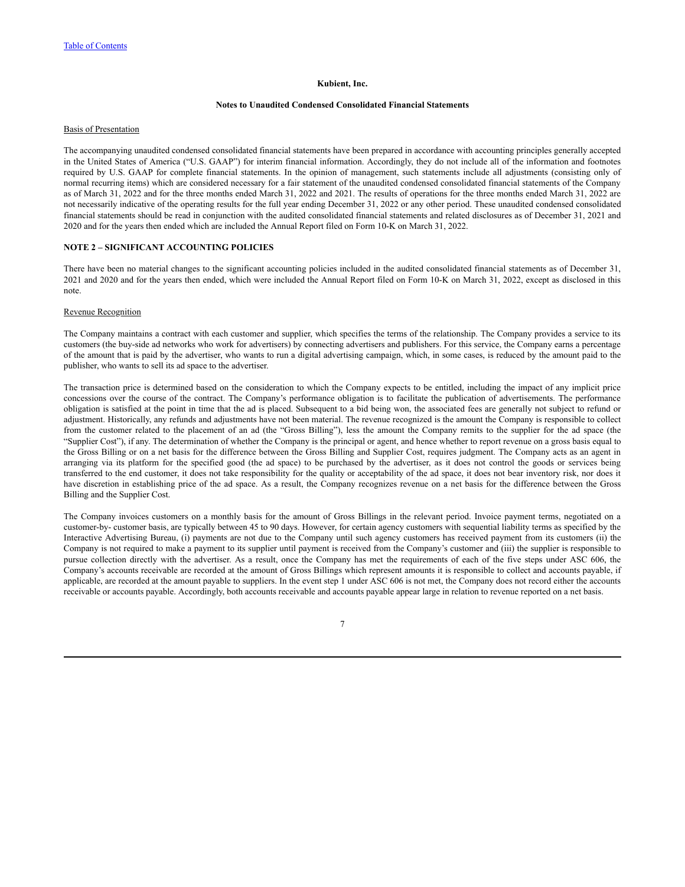**Kubient, Inc.**

**Notes to Unaudited Condensed Consolidated Financial Statements**

Basis of Presentation

The accompanying unaudited condensed consolidated financial statements have been prepared in accordance with accounting principles generally accepted in the United States of America ("U.S. GAAP") for interim financial information. Accordingly, they do not include all of the information and footnotes required by U.S. GAAP for complete financial statements. In the opinion of management, such statements include all adjustments (consisting only of normal recurring items) which are considered necessary for a fair statement of the unaudited condensed consolidated financial statements of the Company as of March 31, 2022 and for the three months ended March 31, 2022 and 2021. The results of operations for the three months ended March 31, 2022 are not necessarily indicative of the operating results for the full year ending December 31, 2022 or any other period. These unaudited condensed consolidated financial statements should be read in conjunction with the audited consolidated financial statements and related disclosures as of December 31, 2021 and 2020 and for the years then ended which are included the Annual Report filed on Form 10-K on March 31, 2022.

## NOTE 2 – SIGNIFICANT ACCOUNTING POLICIES

There have been no material changes to the significant accounting policies included in the audited consolidated financial statements as of December 31, 2021 and 2020 and for the years then ended, which were included the Annual Report filed on Form 10-K on March 31, 2022, except as disclosed in this note.

Revenue Recognition

The Company maintains a contract with each customer and supplier, which specifies the terms of the relationship. The Company provides a service to its customers (the buy-side ad networks who work for advertisers) by connecting advertisers and publishers. For this service, the Company earns a percentage of the amount that is paid by the advertiser, who wants to run a digital advertising campaign, which, in some cases, is reduced by the amount paid to the publisher, who wants to sell its ad space to the advertiser.

The transaction price is determined based on the consideration to which the Company expects to be entitled, including the impact of any implicit price concessions over the course of the contract. The Company's performance obligation is to facilitate the publication of advertisements. The performance obligation is satisfied at the point in time that the ad is placed. Subsequent to a bid being won, the associated fees are generally not subject to refund or adjustment. Historically, any refunds and adjustments have not been material. The revenue recognized is the amount the Company is responsible to collect from the customer related to the placement of an ad (the "Gross Billing"), less the amount the Company remits to the supplier for the ad space (the "Supplier Cost"), if any. The determination of whether the Company is the principal or agent, and hence whether to report revenue on a gross basis equal to the Gross Billing or on a net basis for the difference between the Gross Billing and Supplier Cost, requires judgment. The Company acts as an agent in arranging via its platform for the specified good (the ad space) to be purchased by the advertiser, as it does not control the goods or services being transferred to the end customer, it does not take responsibility for the quality or acceptability of the ad space, it does not bear inventory risk, nor does it have discretion in establishing price of the ad space. As a result, the Company recognizes revenue on a net basis for the difference between the Gross Billing and the Supplier Cost.

The Company invoices customers on a monthly basis for the amount of Gross Billings in the relevant period. Invoice payment terms, negotiated on a customer-by- customer basis, are typically between 45 to 90 days. However, for certain agency customers with sequential liability terms as specified by the Interactive Advertising Bureau, (i) payments are not due to the Company until such agency customers has received payment from its customers (ii) the Company is not required to make a payment to its supplier until payment is received from the Company's customer and (iii) the supplier is responsible to pursue collection directly with the advertiser. As a result, once the Company has met the requirements of each of the five steps under ASC 606, the Company's accounts receivable are recorded at the amount of Gross Billings which represent amounts it is responsible to collect and accounts payable, if applicable, are recorded at the amount payable to suppliers. In the event step 1 under ASC 606 is not met, the Company does not record either the accounts receivable or accounts payable. Accordingly, both accounts receivable and accounts payable appear large in relation to revenue reported on a net basis.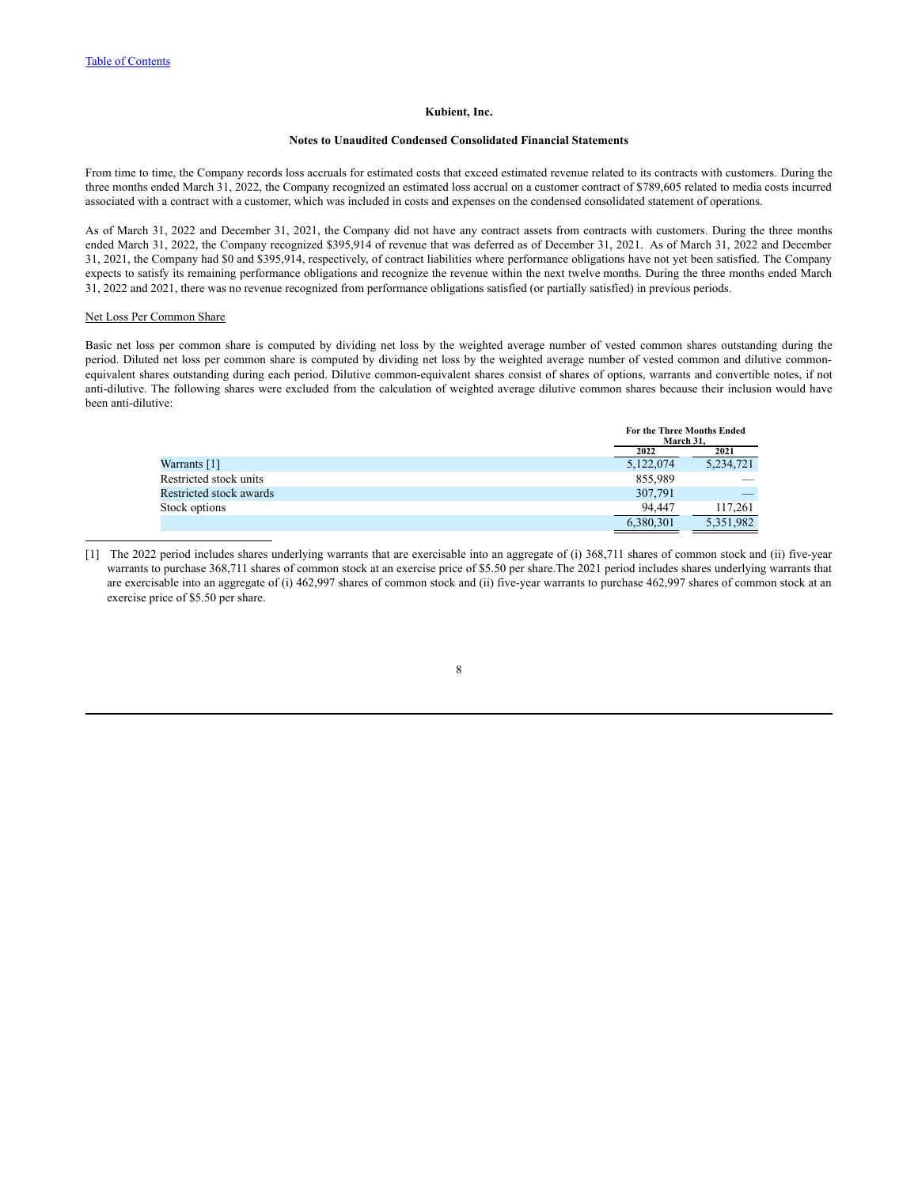**Kubient, Inc.**

**Notes to Unaudited Condensed Consolidated Financial Statements**

From time to time, the Company records loss accruals for estimated costs that exceed estimated revenue related to its contracts with customers. During the three months ended March 31, 2022, the Company recognized an estimated loss accrual on a customer contract of $789,605 related to media costs incurred associated with a contract with a customer, which was included in costs and expenses on the condensed consolidated statement of operations.

As of March 31, 2022 and December 31, 2021, the Company did not have any contract assets from contracts with customers. During the three months ended March 31, 2022, the Company recognized $395,914 of revenue that was deferred as of December 31, 2021. As of March 31, 2022 and December 31, 2021, the Company had $0 and $395,914, respectively, of contract liabilities where performance obligations have not yet been satisfied. The Company expects to satisfy its remaining performance obligations and recognize the revenue within the next twelve months. During the three months ended March 31, 2022 and 2021, there was no revenue recognized from performance obligations satisfied (or partially satisfied) in previous periods.

Net Loss Per Common Share

Basic net loss per common share is computed by dividing net loss by the weighted average number of vested common shares outstanding during the period. Diluted net loss per common share is computed by dividing net loss by the weighted average number of vested common and dilutive common-equivalent shares outstanding during each period. Dilutive common-equivalent shares consist of shares of options, warrants and convertible notes, if not anti-dilutive. The following shares were excluded from the calculation of weighted average dilutive common shares because their inclusion would have been anti-dilutive:

| | For the Three Months Ended March 31, | |
|---|---|---|
| | 2022 | 2021 |
| Warrants [1] | 5,122,074 | 5,234,721 |
| Restricted stock units | 855,989 | — |
| Restricted stock awards | 307,791 | — |
| Stock options | 94,447 | 117,261 |
| | 6,380,301 | 5,351,982 |

[1] The 2022 period includes shares underlying warrants that are exercisable into an aggregate of (i) 368,711 shares of common stock and (ii) five-year warrants to purchase 368,711 shares of common stock at an exercise price of $5.50 per share.The 2021 period includes shares underlying warrants that are exercisable into an aggregate of (i) 462,997 shares of common stock and (ii) five-year warrants to purchase 462,997 shares of common stock at an exercise price of $5.50 per share.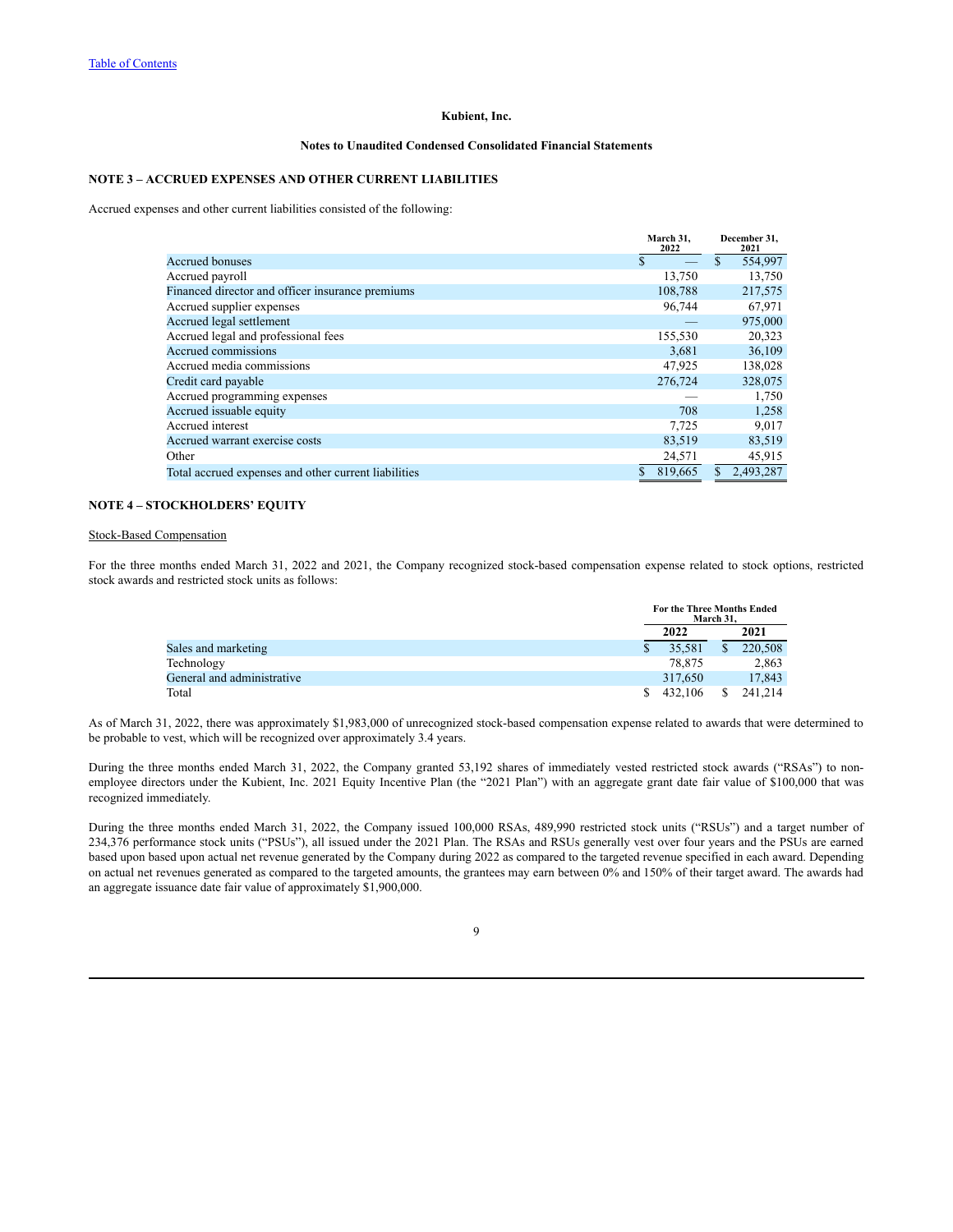Kubient, Inc.

Notes to Unaudited Condensed Consolidated Financial Statements

## NOTE 3 – ACCRUED EXPENSES AND OTHER CURRENT LIABILITIES

Accrued expenses and other current liabilities consisted of the following:

| | March 31, 2022 | December 31, 2021 |
|---|---|---|
| Accrued bonuses | $ — | $ 554,997 |
| Accrued payroll | 13,750 | 13,750 |
| Financed director and officer insurance premiums | 108,788 | 217,575 |
| Accrued supplier expenses | 96,744 | 67,971 |
| Accrued legal settlement | — | 975,000 |
| Accrued legal and professional fees | 155,530 | 20,323 |
| Accrued commissions | 3,681 | 36,109 |
| Accrued media commissions | 47,925 | 138,028 |
| Credit card payable | 276,724 | 328,075 |
| Accrued programming expenses | — | 1,750 |
| Accrued issuable equity | 708 | 1,258 |
| Accrued interest | 7,725 | 9,017 |
| Accrued warrant exercise costs | 83,519 | 83,519 |
| Other | 24,571 | 45,915 |
| Total accrued expenses and other current liabilities | $ 819,665 | $ 2,493,287 |

## NOTE 4 – STOCKHOLDERS' EQUITY

Stock-Based Compensation

For the three months ended March 31, 2022 and 2021, the Company recognized stock-based compensation expense related to stock options, restricted stock awards and restricted stock units as follows:

| | For the Three Months Ended March 31, | |
|---|---|---|
| | 2022 | 2021 |
| Sales and marketing | $ 35,581 | $ 220,508 |
| Technology | 78,875 | 2,863 |
| General and administrative | 317,650 | 17,843 |
| Total | $ 432,106 | $ 241,214 |

As of March 31, 2022, there was approximately $1,983,000 of unrecognized stock-based compensation expense related to awards that were determined to be probable to vest, which will be recognized over approximately 3.4 years.

During the three months ended March 31, 2022, the Company granted 53,192 shares of immediately vested restricted stock awards ("RSAs") to non-employee directors under the Kubient, Inc. 2021 Equity Incentive Plan (the "2021 Plan") with an aggregate grant date fair value of $100,000 that was recognized immediately.

During the three months ended March 31, 2022, the Company issued 100,000 RSAs, 489,990 restricted stock units ("RSUs") and a target number of 234,376 performance stock units ("PSUs"), all issued under the 2021 Plan. The RSAs and RSUs generally vest over four years and the PSUs are earned based upon based upon actual net revenue generated by the Company during 2022 as compared to the targeted revenue specified in each award. Depending on actual net revenues generated as compared to the targeted amounts, the grantees may earn between 0% and 150% of their target award. The awards had an aggregate issuance date fair value of approximately $1,900,000.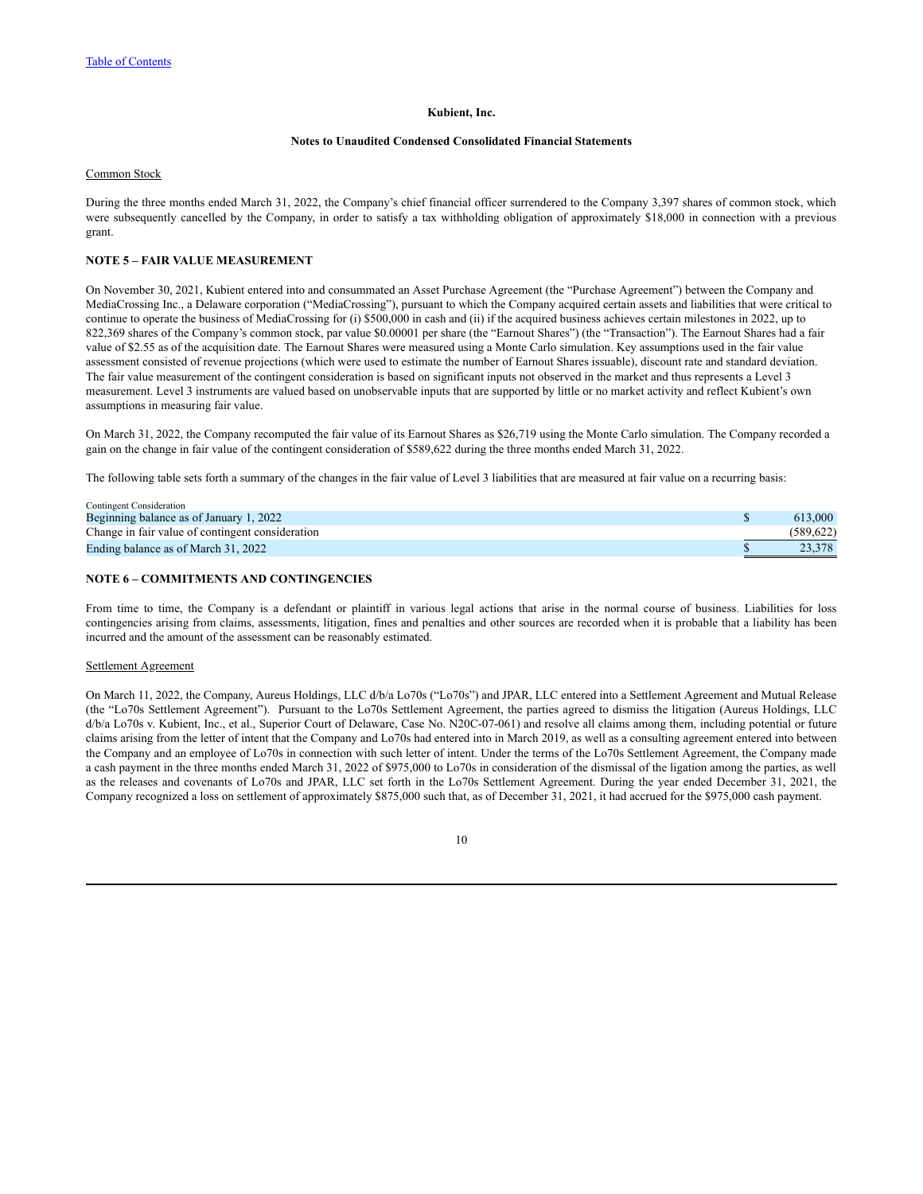**Kubient, Inc.**

**Notes to Unaudited Condensed Consolidated Financial Statements**

Common Stock

During the three months ended March 31, 2022, the Company's chief financial officer surrendered to the Company 3,397 shares of common stock, which were subsequently cancelled by the Company, in order to satisfy a tax withholding obligation of approximately $18,000 in connection with a previous grant.

**NOTE 5 – FAIR VALUE MEASUREMENT**

On November 30, 2021, Kubient entered into and consummated an Asset Purchase Agreement (the "Purchase Agreement") between the Company and MediaCrossing Inc., a Delaware corporation ("MediaCrossing"), pursuant to which the Company acquired certain assets and liabilities that were critical to continue to operate the business of MediaCrossing for (i) $500,000 in cash and (ii) if the acquired business achieves certain milestones in 2022, up to 822,369 shares of the Company's common stock, par value $0.00001 per share (the "Earnout Shares") (the "Transaction"). The Earnout Shares had a fair value of $2.55 as of the acquisition date. The Earnout Shares were measured using a Monte Carlo simulation. Key assumptions used in the fair value assessment consisted of revenue projections (which were used to estimate the number of Earnout Shares issuable), discount rate and standard deviation. The fair value measurement of the contingent consideration is based on significant inputs not observed in the market and thus represents a Level 3 measurement. Level 3 instruments are valued based on unobservable inputs that are supported by little or no market activity and reflect Kubient's own assumptions in measuring fair value.

On March 31, 2022, the Company recomputed the fair value of its Earnout Shares as $26,719 using the Monte Carlo simulation. The Company recorded a gain on the change in fair value of the contingent consideration of $589,622 during the three months ended March 31, 2022.

The following table sets forth a summary of the changes in the fair value of Level 3 liabilities that are measured at fair value on a recurring basis:

| Contingent Consideration | |
|---|---|
| Beginning balance as of January 1, 2022 | $ 613,000 |
| Change in fair value of contingent consideration | (589,622) |
| Ending balance as of March 31, 2022 | $ 23,378 |

**NOTE 6 – COMMITMENTS AND CONTINGENCIES**

From time to time, the Company is a defendant or plaintiff in various legal actions that arise in the normal course of business. Liabilities for loss contingencies arising from claims, assessments, litigation, fines and penalties and other sources are recorded when it is probable that a liability has been incurred and the amount of the assessment can be reasonably estimated.

Settlement Agreement

On March 11, 2022, the Company, Aureus Holdings, LLC d/b/a Lo70s ("Lo70s") and JPAR, LLC entered into a Settlement Agreement and Mutual Release (the "Lo70s Settlement Agreement"). Pursuant to the Lo70s Settlement Agreement, the parties agreed to dismiss the litigation (Aureus Holdings, LLC d/b/a Lo70s v. Kubient, Inc., et al., Superior Court of Delaware, Case No. N20C-07-061) and resolve all claims among them, including potential or future claims arising from the letter of intent that the Company and Lo70s had entered into in March 2019, as well as a consulting agreement entered into between the Company and an employee of Lo70s in connection with such letter of intent. Under the terms of the Lo70s Settlement Agreement, the Company made a cash payment in the three months ended March 31, 2022 of $975,000 to Lo70s in consideration of the dismissal of the ligation among the parties, as well as the releases and covenants of Lo70s and JPAR, LLC set forth in the Lo70s Settlement Agreement. During the year ended December 31, 2021, the Company recognized a loss on settlement of approximately $875,000 such that, as of December 31, 2021, it had accrued for the $975,000 cash payment.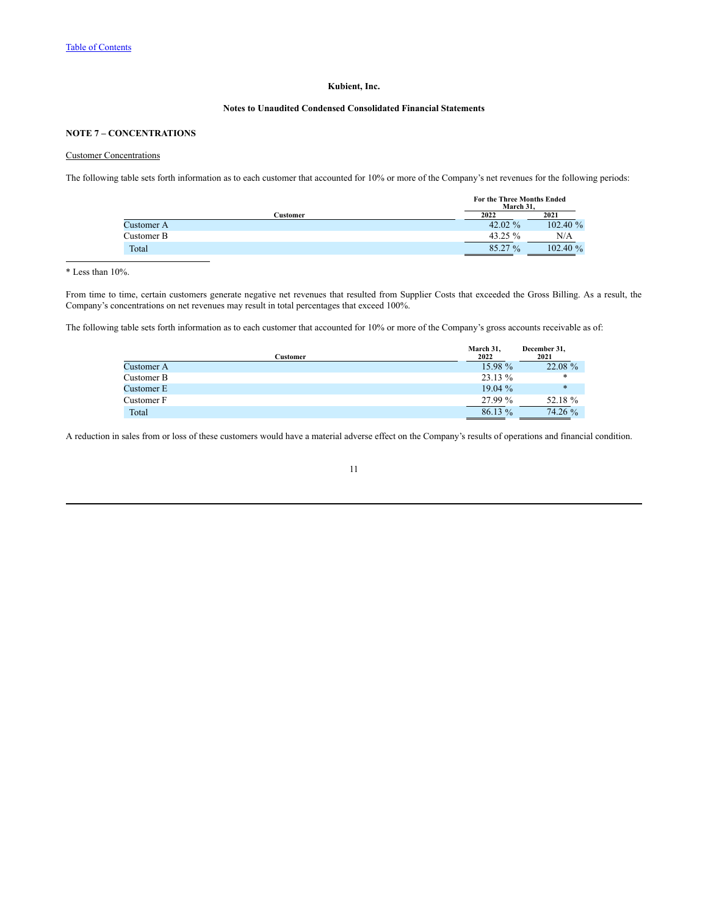Kubient, Inc.

Notes to Unaudited Condensed Consolidated Financial Statements

## NOTE 7 – CONCENTRATIONS

Customer Concentrations

The following table sets forth information as to each customer that accounted for 10% or more of the Company's net revenues for the following periods:

| Customer | For the Three Months Ended March 31, 2022 | For the Three Months Ended March 31, 2021 |
|---|---|---|
| Customer A | 42.02 % | 102.40 % |
| Customer B | 43.25 % | N/A |
| Total | 85.27 % | 102.40 % |

* Less than 10%.

From time to time, certain customers generate negative net revenues that resulted from Supplier Costs that exceeded the Gross Billing. As a result, the Company's concentrations on net revenues may result in total percentages that exceed 100%.

The following table sets forth information as to each customer that accounted for 10% or more of the Company's gross accounts receivable as of:

| Customer | March 31, 2022 | December 31, 2021 |
|---|---|---|
| Customer A | 15.98 % | 22.08 % |
| Customer B | 23.13 % | * |
| Customer E | 19.04 % | * |
| Customer F | 27.99 % | 52.18 % |
| Total | 86.13 % | 74.26 % |

A reduction in sales from or loss of these customers would have a material adverse effect on the Company's results of operations and financial condition.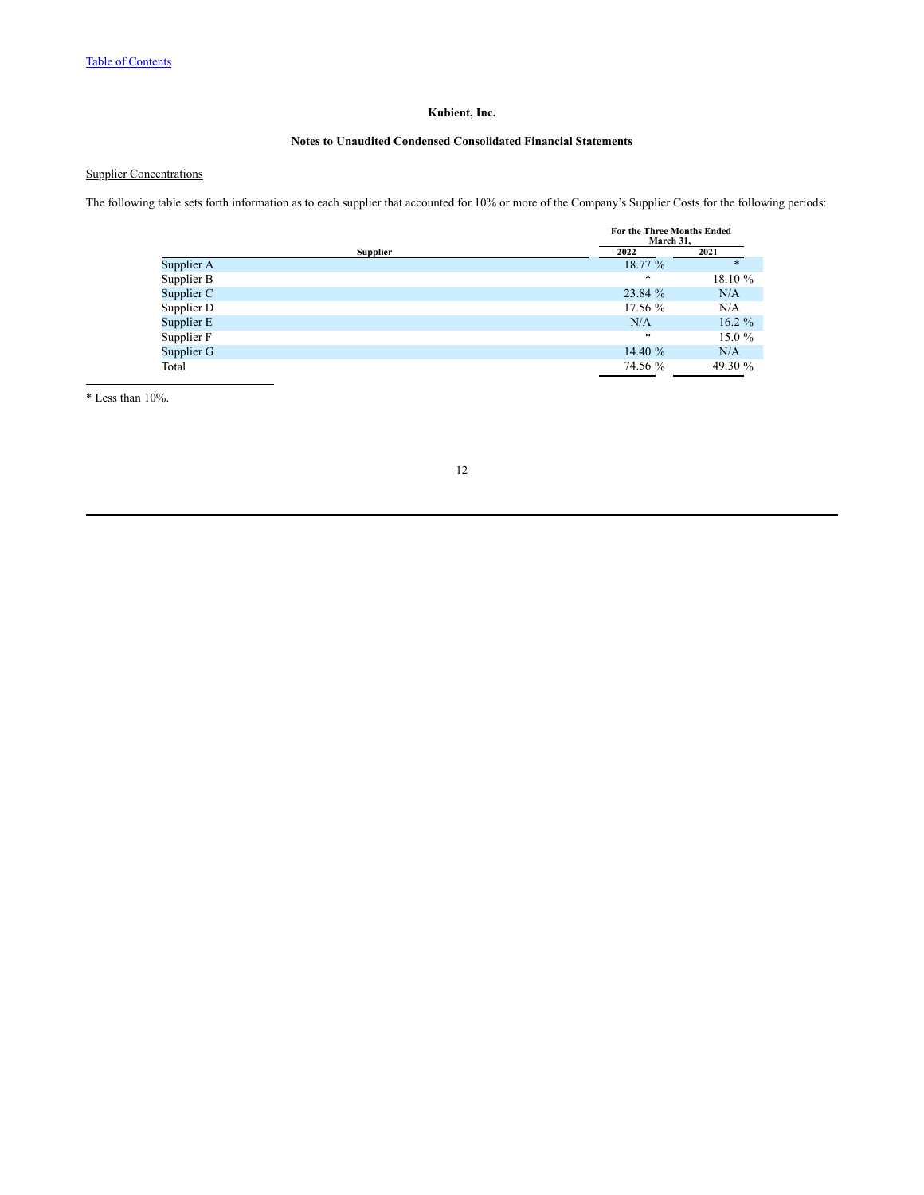**Kubient, Inc.**

**Notes to Unaudited Condensed Consolidated Financial Statements**

Supplier Concentrations

The following table sets forth information as to each supplier that accounted for 10% or more of the Company's Supplier Costs for the following periods:

| Supplier | For the Three Months Ended March 31, 2022 | 2021 |
|---|---|---|
| Supplier A | 18.77 % | * |
| Supplier B | * | 18.10 % |
| Supplier C | 23.84 % | N/A |
| Supplier D | 17.56 % | N/A |
| Supplier E | N/A | 16.2 % |
| Supplier F | * | 15.0 % |
| Supplier G | 14.40 % | N/A |
| Total | 74.56 % | 49.30 % |

* Less than 10%.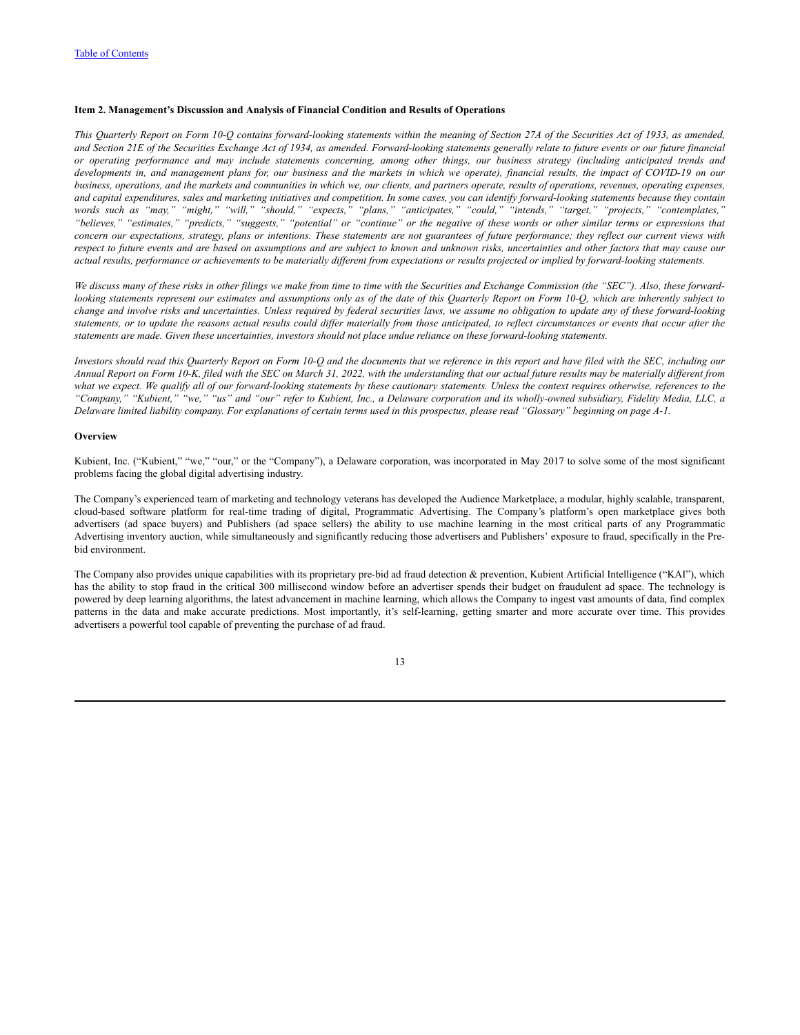**Item 2. Management's Discussion and Analysis of Financial Condition and Results of Operations**

*This Quarterly Report on Form 10-Q contains forward-looking statements within the meaning of Section 27A of the Securities Act of 1933, as amended, and Section 21E of the Securities Exchange Act of 1934, as amended. Forward-looking statements generally relate to future events or our future financial or operating performance and may include statements concerning, among other things, our business strategy (including anticipated trends and developments in, and management plans for, our business and the markets in which we operate), financial results, the impact of COVID-19 on our business, operations, and the markets and communities in which we, our clients, and partners operate, results of operations, revenues, operating expenses, and capital expenditures, sales and marketing initiatives and competition. In some cases, you can identify forward-looking statements because they contain words such as "may," "might," "will," "should," "expects," "plans," "anticipates," "could," "intends," "target," "projects," "contemplates," "believes," "estimates," "predicts," "suggests," "potential" or "continue" or the negative of these words or other similar terms or expressions that concern our expectations, strategy, plans or intentions. These statements are not guarantees of future performance; they reflect our current views with respect to future events and are based on assumptions and are subject to known and unknown risks, uncertainties and other factors that may cause our actual results, performance or achievements to be materially different from expectations or results projected or implied by forward-looking statements.*

*We discuss many of these risks in other filings we make from time to time with the Securities and Exchange Commission (the "SEC"). Also, these forward-looking statements represent our estimates and assumptions only as of the date of this Quarterly Report on Form 10-Q, which are inherently subject to change and involve risks and uncertainties. Unless required by federal securities laws, we assume no obligation to update any of these forward-looking statements, or to update the reasons actual results could differ materially from those anticipated, to reflect circumstances or events that occur after the statements are made. Given these uncertainties, investors should not place undue reliance on these forward-looking statements.*

*Investors should read this Quarterly Report on Form 10-Q and the documents that we reference in this report and have filed with the SEC, including our Annual Report on Form 10-K, filed with the SEC on March 31, 2022, with the understanding that our actual future results may be materially different from what we expect. We qualify all of our forward-looking statements by these cautionary statements. Unless the context requires otherwise, references to the "Company," "Kubient," "we," "us" and "our" refer to Kubient, Inc., a Delaware corporation and its wholly-owned subsidiary, Fidelity Media, LLC, a Delaware limited liability company. For explanations of certain terms used in this prospectus, please read "Glossary" beginning on page A-1.*

**Overview**

Kubient, Inc. ("Kubient," "we," "our," or the "Company"), a Delaware corporation, was incorporated in May 2017 to solve some of the most significant problems facing the global digital advertising industry.

The Company's experienced team of marketing and technology veterans has developed the Audience Marketplace, a modular, highly scalable, transparent, cloud-based software platform for real-time trading of digital, Programmatic Advertising. The Company's platform's open marketplace gives both advertisers (ad space buyers) and Publishers (ad space sellers) the ability to use machine learning in the most critical parts of any Programmatic Advertising inventory auction, while simultaneously and significantly reducing those advertisers and Publishers' exposure to fraud, specifically in the Pre-bid environment.

The Company also provides unique capabilities with its proprietary pre-bid ad fraud detection & prevention, Kubient Artificial Intelligence ("KAI"), which has the ability to stop fraud in the critical 300 millisecond window before an advertiser spends their budget on fraudulent ad space. The technology is powered by deep learning algorithms, the latest advancement in machine learning, which allows the Company to ingest vast amounts of data, find complex patterns in the data and make accurate predictions. Most importantly, it's self-learning, getting smarter and more accurate over time. This provides advertisers a powerful tool capable of preventing the purchase of ad fraud.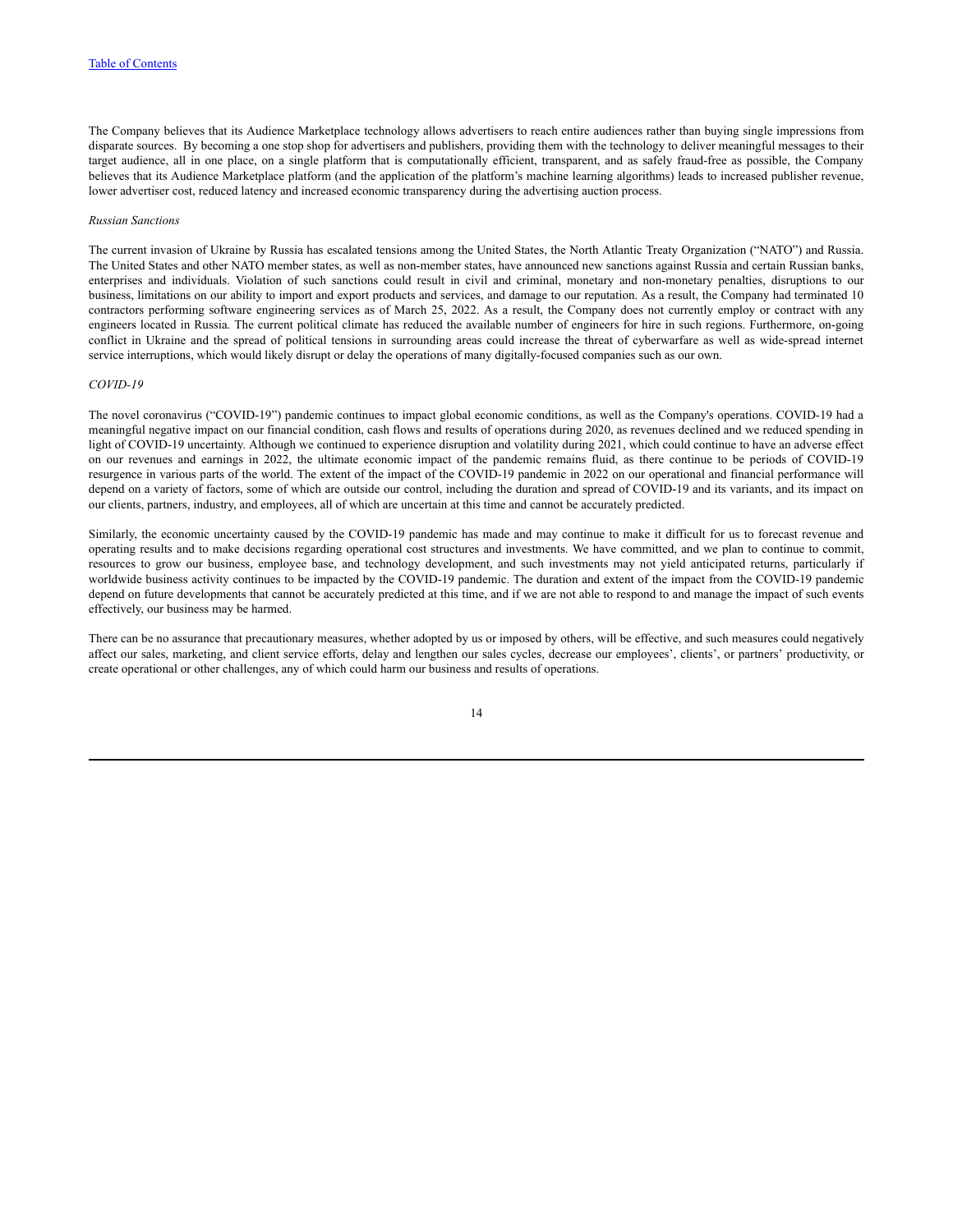The Company believes that its Audience Marketplace technology allows advertisers to reach entire audiences rather than buying single impressions from disparate sources. By becoming a one stop shop for advertisers and publishers, providing them with the technology to deliver meaningful messages to their target audience, all in one place, on a single platform that is computationally efficient, transparent, and as safely fraud-free as possible, the Company believes that its Audience Marketplace platform (and the application of the platform's machine learning algorithms) leads to increased publisher revenue, lower advertiser cost, reduced latency and increased economic transparency during the advertising auction process.

*Russian Sanctions*

The current invasion of Ukraine by Russia has escalated tensions among the United States, the North Atlantic Treaty Organization ("NATO") and Russia. The United States and other NATO member states, as well as non-member states, have announced new sanctions against Russia and certain Russian banks, enterprises and individuals. Violation of such sanctions could result in civil and criminal, monetary and non-monetary penalties, disruptions to our business, limitations on our ability to import and export products and services, and damage to our reputation. As a result, the Company had terminated 10 contractors performing software engineering services as of March 25, 2022. As a result, the Company does not currently employ or contract with any engineers located in Russia. The current political climate has reduced the available number of engineers for hire in such regions. Furthermore, on-going conflict in Ukraine and the spread of political tensions in surrounding areas could increase the threat of cyberwarfare as well as wide-spread internet service interruptions, which would likely disrupt or delay the operations of many digitally-focused companies such as our own.

*COVID-19*

The novel coronavirus ("COVID-19") pandemic continues to impact global economic conditions, as well as the Company's operations. COVID-19 had a meaningful negative impact on our financial condition, cash flows and results of operations during 2020, as revenues declined and we reduced spending in light of COVID-19 uncertainty. Although we continued to experience disruption and volatility during 2021, which could continue to have an adverse effect on our revenues and earnings in 2022, the ultimate economic impact of the pandemic remains fluid, as there continue to be periods of COVID-19 resurgence in various parts of the world. The extent of the impact of the COVID-19 pandemic in 2022 on our operational and financial performance will depend on a variety of factors, some of which are outside our control, including the duration and spread of COVID-19 and its variants, and its impact on our clients, partners, industry, and employees, all of which are uncertain at this time and cannot be accurately predicted.

Similarly, the economic uncertainty caused by the COVID-19 pandemic has made and may continue to make it difficult for us to forecast revenue and operating results and to make decisions regarding operational cost structures and investments. We have committed, and we plan to continue to commit, resources to grow our business, employee base, and technology development, and such investments may not yield anticipated returns, particularly if worldwide business activity continues to be impacted by the COVID-19 pandemic. The duration and extent of the impact from the COVID-19 pandemic depend on future developments that cannot be accurately predicted at this time, and if we are not able to respond to and manage the impact of such events effectively, our business may be harmed.

There can be no assurance that precautionary measures, whether adopted by us or imposed by others, will be effective, and such measures could negatively affect our sales, marketing, and client service efforts, delay and lengthen our sales cycles, decrease our employees', clients', or partners' productivity, or create operational or other challenges, any of which could harm our business and results of operations.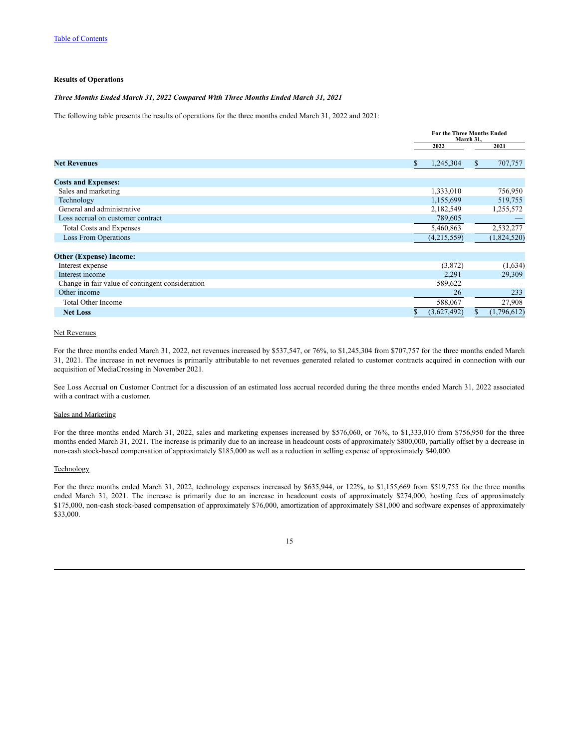**Results of Operations**

***Three Months Ended March 31, 2022 Compared With Three Months Ended March 31, 2021***

The following table presents the results of operations for the three months ended March 31, 2022 and 2021:

| | For the Three Months Ended March 31, | |
|---|---|---|
| | 2022 | 2021 |
| **Net Revenues** | $ 1,245,304 | $ 707,757 |
| **Costs and Expenses:** | | |
| Sales and marketing | 1,333,010 | 756,950 |
| Technology | 1,155,699 | 519,755 |
| General and administrative | 2,182,549 | 1,255,572 |
| Loss accrual on customer contract | 789,605 | — |
| Total Costs and Expenses | 5,460,863 | 2,532,277 |
| Loss From Operations | (4,215,559) | (1,824,520) |
| **Other (Expense) Income:** | | |
| Interest expense | (3,872) | (1,634) |
| Interest income | 2,291 | 29,309 |
| Change in fair value of contingent consideration | 589,622 | — |
| Other income | 26 | 233 |
| Total Other Income | 588,067 | 27,908 |
| **Net Loss** | $ (3,627,492) | $ (1,796,612) |

Net Revenues

For the three months ended March 31, 2022, net revenues increased by $537,547, or 76%, to $1,245,304 from $707,757 for the three months ended March 31, 2021. The increase in net revenues is primarily attributable to net revenues generated related to customer contracts acquired in connection with our acquisition of MediaCrossing in November 2021.

See Loss Accrual on Customer Contract for a discussion of an estimated loss accrual recorded during the three months ended March 31, 2022 associated with a contract with a customer.

Sales and Marketing

For the three months ended March 31, 2022, sales and marketing expenses increased by $576,060, or 76%, to $1,333,010 from $756,950 for the three months ended March 31, 2021. The increase is primarily due to an increase in headcount costs of approximately $800,000, partially offset by a decrease in non-cash stock-based compensation of approximately $185,000 as well as a reduction in selling expense of approximately $40,000.

Technology

For the three months ended March 31, 2022, technology expenses increased by $635,944, or 122%, to $1,155,669 from $519,755 for the three months ended March 31, 2021. The increase is primarily due to an increase in headcount costs of approximately $274,000, hosting fees of approximately $175,000, non-cash stock-based compensation of approximately $76,000, amortization of approximately $81,000 and software expenses of approximately $33,000.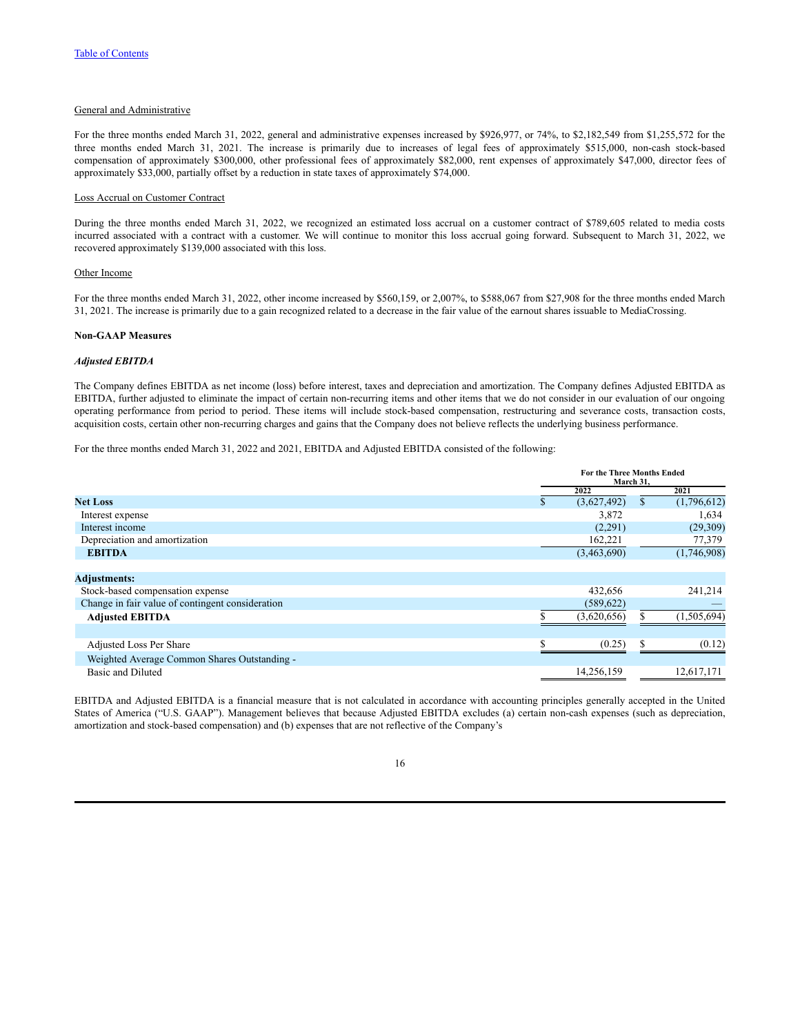General and Administrative

For the three months ended March 31, 2022, general and administrative expenses increased by $926,977, or 74%, to $2,182,549 from $1,255,572 for the three months ended March 31, 2021. The increase is primarily due to increases of legal fees of approximately $515,000, non-cash stock-based compensation of approximately $300,000, other professional fees of approximately $82,000, rent expenses of approximately $47,000, director fees of approximately $33,000, partially offset by a reduction in state taxes of approximately $74,000.

Loss Accrual on Customer Contract

During the three months ended March 31, 2022, we recognized an estimated loss accrual on a customer contract of $789,605 related to media costs incurred associated with a contract with a customer. We will continue to monitor this loss accrual going forward. Subsequent to March 31, 2022, we recovered approximately $139,000 associated with this loss.

Other Income

For the three months ended March 31, 2022, other income increased by $560,159, or 2,007%, to $588,067 from $27,908 for the three months ended March 31, 2021. The increase is primarily due to a gain recognized related to a decrease in the fair value of the earnout shares issuable to MediaCrossing.

**Non-GAAP Measures**

***Adjusted EBITDA***

The Company defines EBITDA as net income (loss) before interest, taxes and depreciation and amortization. The Company defines Adjusted EBITDA as EBITDA, further adjusted to eliminate the impact of certain non-recurring items and other items that we do not consider in our evaluation of our ongoing operating performance from period to period. These items will include stock-based compensation, restructuring and severance costs, transaction costs, acquisition costs, certain other non-recurring charges and gains that the Company does not believe reflects the underlying business performance.

For the three months ended March 31, 2022 and 2021, EBITDA and Adjusted EBITDA consisted of the following:

| | For the Three Months Ended March 31, | |
|---|---|---|
| | 2022 | 2021 |
| **Net Loss** | $ (3,627,492) | $ (1,796,612) |
| Interest expense | 3,872 | 1,634 |
| Interest income | (2,291) | (29,309) |
| Depreciation and amortization | 162,221 | 77,379 |
| **EBITDA** | (3,463,690) | (1,746,908) |
| | | |
| **Adjustments:** | | |
| Stock-based compensation expense | 432,656 | 241,214 |
| Change in fair value of contingent consideration | (589,622) | — |
| **Adjusted EBITDA** | $ (3,620,656) | $ (1,505,694) |
| | | |
| Adjusted Loss Per Share | $ (0.25) | $ (0.12) |
| Weighted Average Common Shares Outstanding - Basic and Diluted | 14,256,159 | 12,617,171 |

EBITDA and Adjusted EBITDA is a financial measure that is not calculated in accordance with accounting principles generally accepted in the United States of America ("U.S. GAAP"). Management believes that because Adjusted EBITDA excludes (a) certain non-cash expenses (such as depreciation, amortization and stock-based compensation) and (b) expenses that are not reflective of the Company's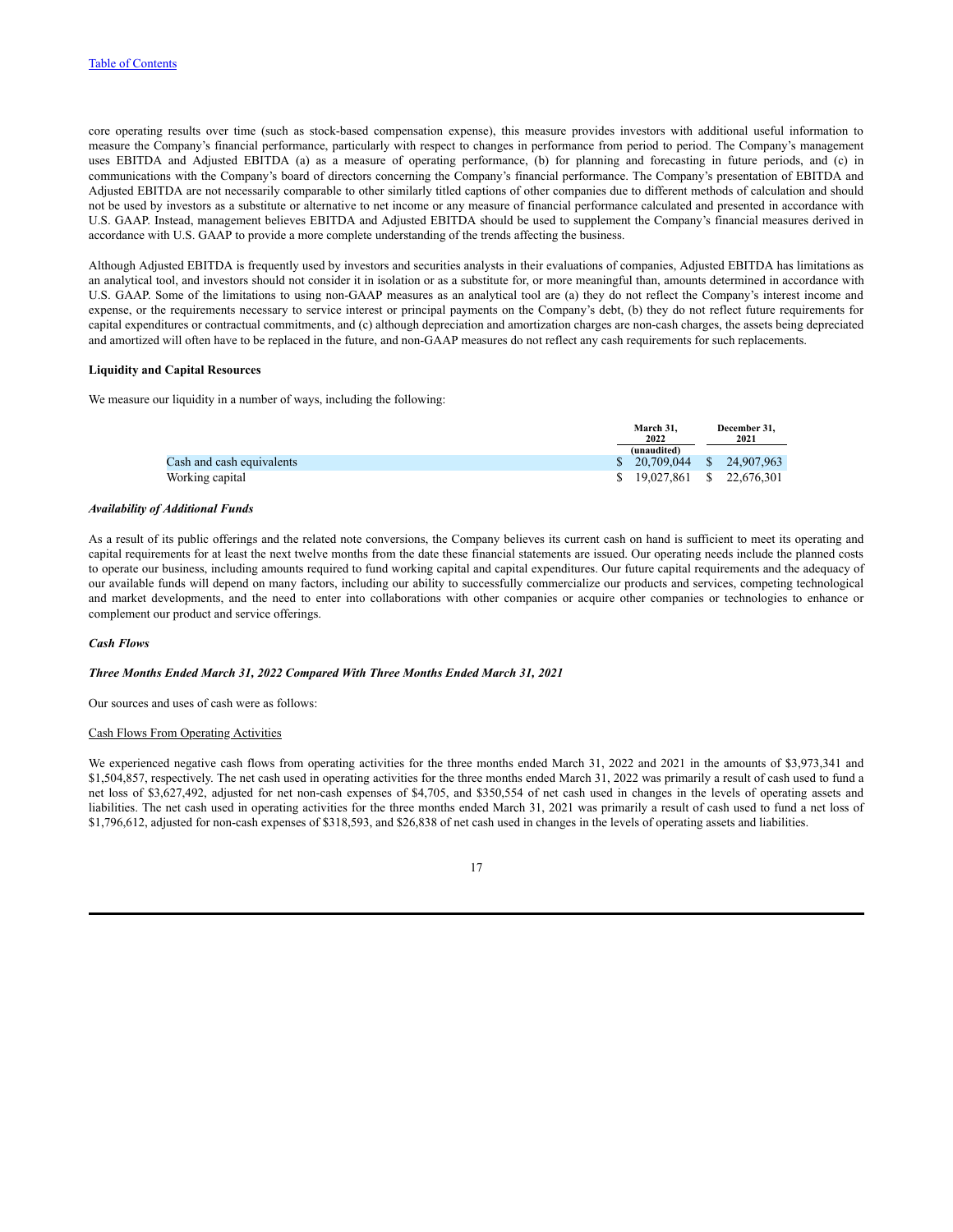core operating results over time (such as stock-based compensation expense), this measure provides investors with additional useful information to measure the Company's financial performance, particularly with respect to changes in performance from period to period. The Company's management uses EBITDA and Adjusted EBITDA (a) as a measure of operating performance, (b) for planning and forecasting in future periods, and (c) in communications with the Company's board of directors concerning the Company's financial performance. The Company's presentation of EBITDA and Adjusted EBITDA are not necessarily comparable to other similarly titled captions of other companies due to different methods of calculation and should not be used by investors as a substitute or alternative to net income or any measure of financial performance calculated and presented in accordance with U.S. GAAP. Instead, management believes EBITDA and Adjusted EBITDA should be used to supplement the Company's financial measures derived in accordance with U.S. GAAP to provide a more complete understanding of the trends affecting the business.

Although Adjusted EBITDA is frequently used by investors and securities analysts in their evaluations of companies, Adjusted EBITDA has limitations as an analytical tool, and investors should not consider it in isolation or as a substitute for, or more meaningful than, amounts determined in accordance with U.S. GAAP. Some of the limitations to using non-GAAP measures as an analytical tool are (a) they do not reflect the Company's interest income and expense, or the requirements necessary to service interest or principal payments on the Company's debt, (b) they do not reflect future requirements for capital expenditures or contractual commitments, and (c) although depreciation and amortization charges are non-cash charges, the assets being depreciated and amortized will often have to be replaced in the future, and non-GAAP measures do not reflect any cash requirements for such replacements.

**Liquidity and Capital Resources**

We measure our liquidity in a number of ways, including the following:

| | March 31, 2022 (unaudited) | December 31, 2021 |
|---|---|---|
| Cash and cash equivalents | $ 20,709,044 | $ 24,907,963 |
| Working capital | $ 19,027,861 | $ 22,676,301 |

***Availability of Additional Funds***

As a result of its public offerings and the related note conversions, the Company believes its current cash on hand is sufficient to meet its operating and capital requirements for at least the next twelve months from the date these financial statements are issued. Our operating needs include the planned costs to operate our business, including amounts required to fund working capital and capital expenditures. Our future capital requirements and the adequacy of our available funds will depend on many factors, including our ability to successfully commercialize our products and services, competing technological and market developments, and the need to enter into collaborations with other companies or acquire other companies or technologies to enhance or complement our product and service offerings.

***Cash Flows***

***Three Months Ended March 31, 2022 Compared With Three Months Ended March 31, 2021***

Our sources and uses of cash were as follows:

Cash Flows From Operating Activities

We experienced negative cash flows from operating activities for the three months ended March 31, 2022 and 2021 in the amounts of $3,973,341 and $1,504,857, respectively. The net cash used in operating activities for the three months ended March 31, 2022 was primarily a result of cash used to fund a net loss of $3,627,492, adjusted for net non-cash expenses of $4,705, and $350,554 of net cash used in changes in the levels of operating assets and liabilities. The net cash used in operating activities for the three months ended March 31, 2021 was primarily a result of cash used to fund a net loss of $1,796,612, adjusted for non-cash expenses of $318,593, and $26,838 of net cash used in changes in the levels of operating assets and liabilities.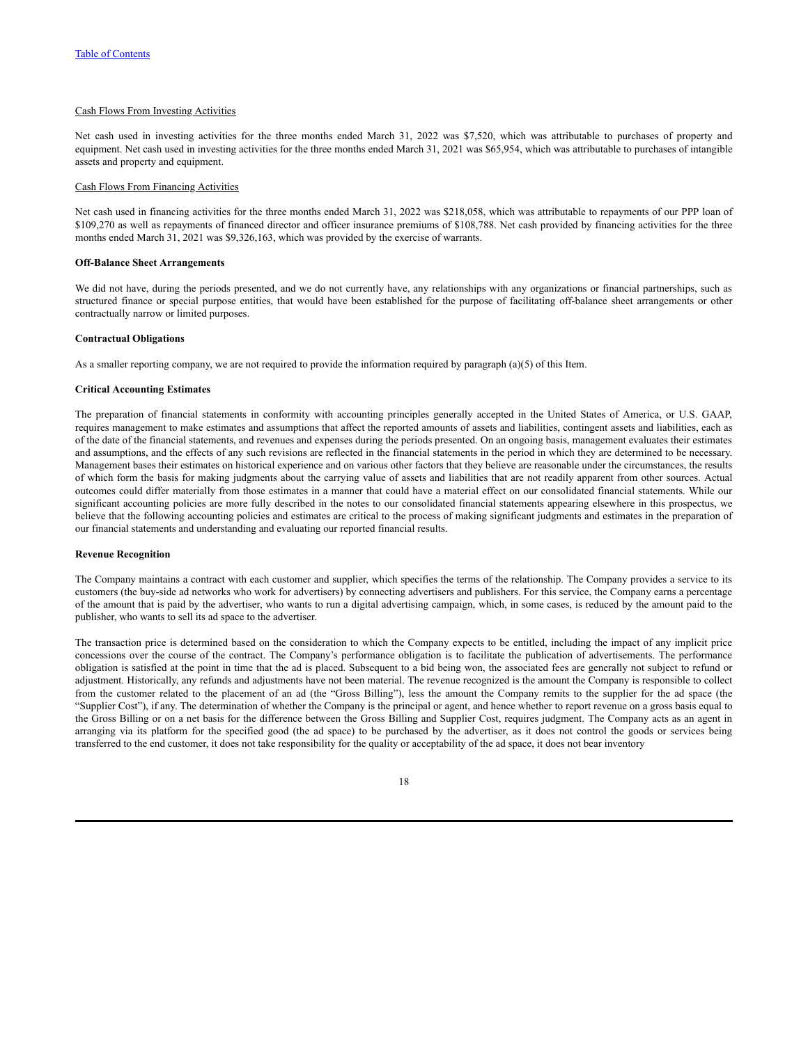Cash Flows From Investing Activities

Net cash used in investing activities for the three months ended March 31, 2022 was $7,520, which was attributable to purchases of property and equipment. Net cash used in investing activities for the three months ended March 31, 2021 was $65,954, which was attributable to purchases of intangible assets and property and equipment.

Cash Flows From Financing Activities

Net cash used in financing activities for the three months ended March 31, 2022 was $218,058, which was attributable to repayments of our PPP loan of $109,270 as well as repayments of financed director and officer insurance premiums of $108,788. Net cash provided by financing activities for the three months ended March 31, 2021 was $9,326,163, which was provided by the exercise of warrants.

**Off-Balance Sheet Arrangements**

We did not have, during the periods presented, and we do not currently have, any relationships with any organizations or financial partnerships, such as structured finance or special purpose entities, that would have been established for the purpose of facilitating off-balance sheet arrangements or other contractually narrow or limited purposes.

**Contractual Obligations**

As a smaller reporting company, we are not required to provide the information required by paragraph (a)(5) of this Item.

**Critical Accounting Estimates**

The preparation of financial statements in conformity with accounting principles generally accepted in the United States of America, or U.S. GAAP, requires management to make estimates and assumptions that affect the reported amounts of assets and liabilities, contingent assets and liabilities, each as of the date of the financial statements, and revenues and expenses during the periods presented. On an ongoing basis, management evaluates their estimates and assumptions, and the effects of any such revisions are reflected in the financial statements in the period in which they are determined to be necessary. Management bases their estimates on historical experience and on various other factors that they believe are reasonable under the circumstances, the results of which form the basis for making judgments about the carrying value of assets and liabilities that are not readily apparent from other sources. Actual outcomes could differ materially from those estimates in a manner that could have a material effect on our consolidated financial statements. While our significant accounting policies are more fully described in the notes to our consolidated financial statements appearing elsewhere in this prospectus, we believe that the following accounting policies and estimates are critical to the process of making significant judgments and estimates in the preparation of our financial statements and understanding and evaluating our reported financial results.

**Revenue Recognition**

The Company maintains a contract with each customer and supplier, which specifies the terms of the relationship. The Company provides a service to its customers (the buy-side ad networks who work for advertisers) by connecting advertisers and publishers. For this service, the Company earns a percentage of the amount that is paid by the advertiser, who wants to run a digital advertising campaign, which, in some cases, is reduced by the amount paid to the publisher, who wants to sell its ad space to the advertiser.

The transaction price is determined based on the consideration to which the Company expects to be entitled, including the impact of any implicit price concessions over the course of the contract. The Company's performance obligation is to facilitate the publication of advertisements. The performance obligation is satisfied at the point in time that the ad is placed. Subsequent to a bid being won, the associated fees are generally not subject to refund or adjustment. Historically, any refunds and adjustments have not been material. The revenue recognized is the amount the Company is responsible to collect from the customer related to the placement of an ad (the "Gross Billing"), less the amount the Company remits to the supplier for the ad space (the "Supplier Cost"), if any. The determination of whether the Company is the principal or agent, and hence whether to report revenue on a gross basis equal to the Gross Billing or on a net basis for the difference between the Gross Billing and Supplier Cost, requires judgment. The Company acts as an agent in arranging via its platform for the specified good (the ad space) to be purchased by the advertiser, as it does not control the goods or services being transferred to the end customer, it does not take responsibility for the quality or acceptability of the ad space, it does not bear inventory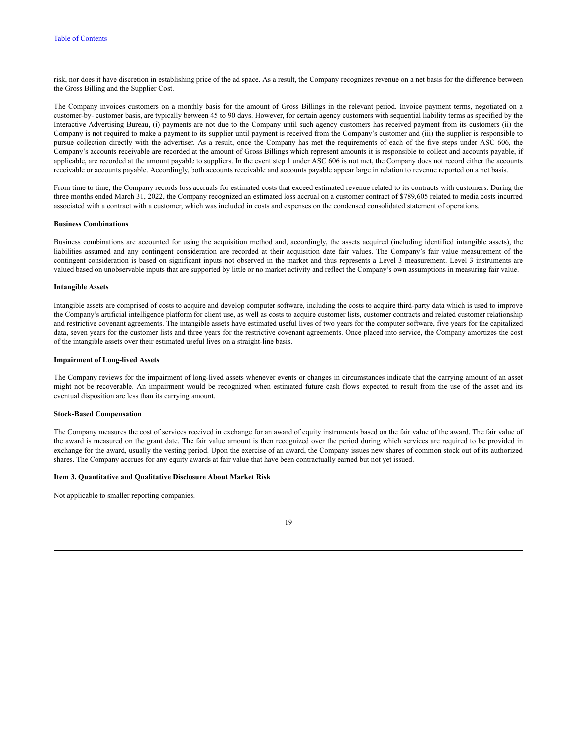risk, nor does it have discretion in establishing price of the ad space. As a result, the Company recognizes revenue on a net basis for the difference between the Gross Billing and the Supplier Cost.

The Company invoices customers on a monthly basis for the amount of Gross Billings in the relevant period. Invoice payment terms, negotiated on a customer-by- customer basis, are typically between 45 to 90 days. However, for certain agency customers with sequential liability terms as specified by the Interactive Advertising Bureau, (i) payments are not due to the Company until such agency customers has received payment from its customers (ii) the Company is not required to make a payment to its supplier until payment is received from the Company's customer and (iii) the supplier is responsible to pursue collection directly with the advertiser. As a result, once the Company has met the requirements of each of the five steps under ASC 606, the Company's accounts receivable are recorded at the amount of Gross Billings which represent amounts it is responsible to collect and accounts payable, if applicable, are recorded at the amount payable to suppliers. In the event step 1 under ASC 606 is not met, the Company does not record either the accounts receivable or accounts payable. Accordingly, both accounts receivable and accounts payable appear large in relation to revenue reported on a net basis.

From time to time, the Company records loss accruals for estimated costs that exceed estimated revenue related to its contracts with customers. During the three months ended March 31, 2022, the Company recognized an estimated loss accrual on a customer contract of $789,605 related to media costs incurred associated with a contract with a customer, which was included in costs and expenses on the condensed consolidated statement of operations.

**Business Combinations**

Business combinations are accounted for using the acquisition method and, accordingly, the assets acquired (including identified intangible assets), the liabilities assumed and any contingent consideration are recorded at their acquisition date fair values. The Company's fair value measurement of the contingent consideration is based on significant inputs not observed in the market and thus represents a Level 3 measurement. Level 3 instruments are valued based on unobservable inputs that are supported by little or no market activity and reflect the Company's own assumptions in measuring fair value.

**Intangible Assets**

Intangible assets are comprised of costs to acquire and develop computer software, including the costs to acquire third-party data which is used to improve the Company's artificial intelligence platform for client use, as well as costs to acquire customer lists, customer contracts and related customer relationship and restrictive covenant agreements. The intangible assets have estimated useful lives of two years for the computer software, five years for the capitalized data, seven years for the customer lists and three years for the restrictive covenant agreements. Once placed into service, the Company amortizes the cost of the intangible assets over their estimated useful lives on a straight-line basis.

**Impairment of Long-lived Assets**

The Company reviews for the impairment of long-lived assets whenever events or changes in circumstances indicate that the carrying amount of an asset might not be recoverable. An impairment would be recognized when estimated future cash flows expected to result from the use of the asset and its eventual disposition are less than its carrying amount.

**Stock-Based Compensation**

The Company measures the cost of services received in exchange for an award of equity instruments based on the fair value of the award. The fair value of the award is measured on the grant date. The fair value amount is then recognized over the period during which services are required to be provided in exchange for the award, usually the vesting period. Upon the exercise of an award, the Company issues new shares of common stock out of its authorized shares. The Company accrues for any equity awards at fair value that have been contractually earned but not yet issued.

**Item 3. Quantitative and Qualitative Disclosure About Market Risk**

Not applicable to smaller reporting companies.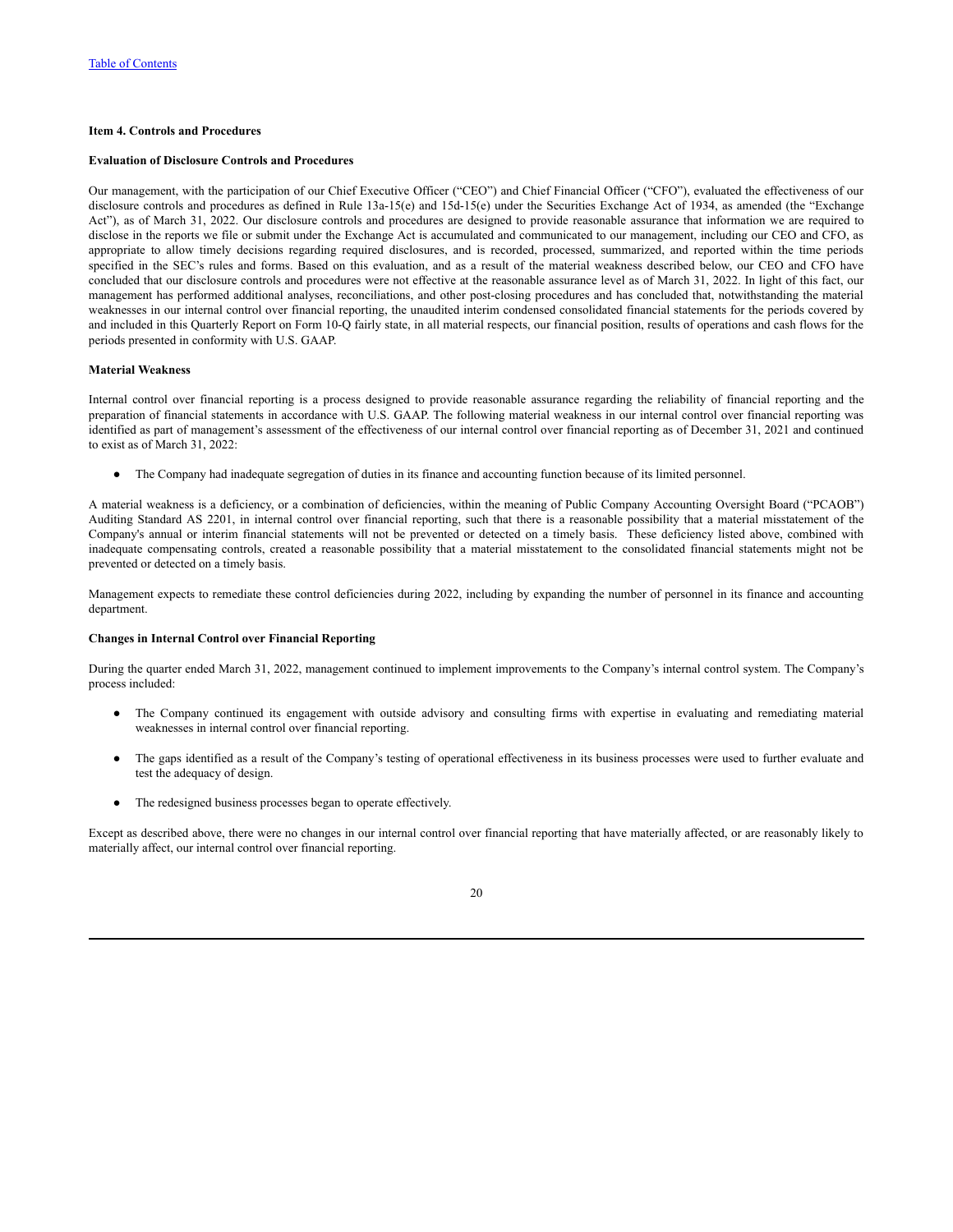### Item 4. Controls and Procedures

#### Evaluation of Disclosure Controls and Procedures

Our management, with the participation of our Chief Executive Officer ("CEO") and Chief Financial Officer ("CFO"), evaluated the effectiveness of our disclosure controls and procedures as defined in Rule 13a-15(e) and 15d-15(e) under the Securities Exchange Act of 1934, as amended (the "Exchange Act"), as of March 31, 2022. Our disclosure controls and procedures are designed to provide reasonable assurance that information we are required to disclose in the reports we file or submit under the Exchange Act is accumulated and communicated to our management, including our CEO and CFO, as appropriate to allow timely decisions regarding required disclosures, and is recorded, processed, summarized, and reported within the time periods specified in the SEC's rules and forms. Based on this evaluation, and as a result of the material weakness described below, our CEO and CFO have concluded that our disclosure controls and procedures were not effective at the reasonable assurance level as of March 31, 2022. In light of this fact, our management has performed additional analyses, reconciliations, and other post-closing procedures and has concluded that, notwithstanding the material weaknesses in our internal control over financial reporting, the unaudited interim condensed consolidated financial statements for the periods covered by and included in this Quarterly Report on Form 10-Q fairly state, in all material respects, our financial position, results of operations and cash flows for the periods presented in conformity with U.S. GAAP.

#### Material Weakness

Internal control over financial reporting is a process designed to provide reasonable assurance regarding the reliability of financial reporting and the preparation of financial statements in accordance with U.S. GAAP. The following material weakness in our internal control over financial reporting was identified as part of management's assessment of the effectiveness of our internal control over financial reporting as of December 31, 2021 and continued to exist as of March 31, 2022:

- The Company had inadequate segregation of duties in its finance and accounting function because of its limited personnel.

A material weakness is a deficiency, or a combination of deficiencies, within the meaning of Public Company Accounting Oversight Board ("PCAOB") Auditing Standard AS 2201, in internal control over financial reporting, such that there is a reasonable possibility that a material misstatement of the Company's annual or interim financial statements will not be prevented or detected on a timely basis. These deficiency listed above, combined with inadequate compensating controls, created a reasonable possibility that a material misstatement to the consolidated financial statements might not be prevented or detected on a timely basis.

Management expects to remediate these control deficiencies during 2022, including by expanding the number of personnel in its finance and accounting department.

#### Changes in Internal Control over Financial Reporting

During the quarter ended March 31, 2022, management continued to implement improvements to the Company's internal control system. The Company's process included:

- The Company continued its engagement with outside advisory and consulting firms with expertise in evaluating and remediating material weaknesses in internal control over financial reporting.
- The gaps identified as a result of the Company's testing of operational effectiveness in its business processes were used to further evaluate and test the adequacy of design.
- The redesigned business processes began to operate effectively.

Except as described above, there were no changes in our internal control over financial reporting that have materially affected, or are reasonably likely to materially affect, our internal control over financial reporting.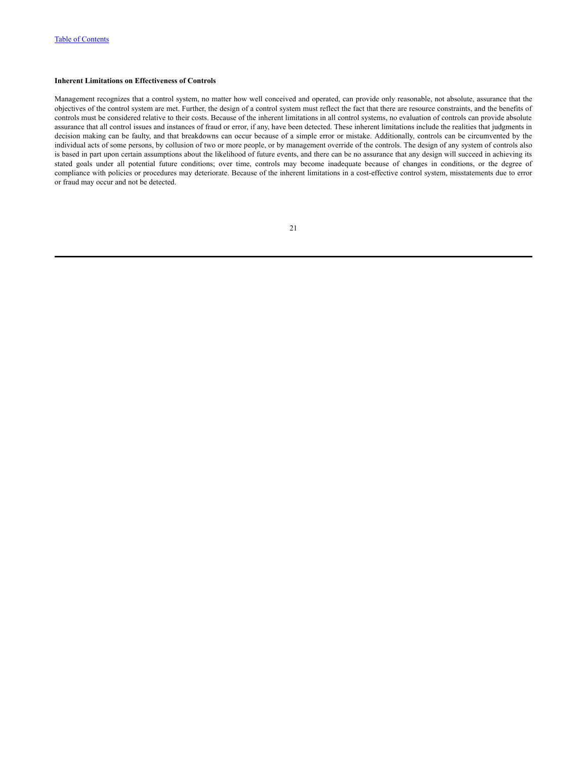**Inherent Limitations on Effectiveness of Controls**

Management recognizes that a control system, no matter how well conceived and operated, can provide only reasonable, not absolute, assurance that the objectives of the control system are met. Further, the design of a control system must reflect the fact that there are resource constraints, and the benefits of controls must be considered relative to their costs. Because of the inherent limitations in all control systems, no evaluation of controls can provide absolute assurance that all control issues and instances of fraud or error, if any, have been detected. These inherent limitations include the realities that judgments in decision making can be faulty, and that breakdowns can occur because of a simple error or mistake. Additionally, controls can be circumvented by the individual acts of some persons, by collusion of two or more people, or by management override of the controls. The design of any system of controls also is based in part upon certain assumptions about the likelihood of future events, and there can be no assurance that any design will succeed in achieving its stated goals under all potential future conditions; over time, controls may become inadequate because of changes in conditions, or the degree of compliance with policies or procedures may deteriorate. Because of the inherent limitations in a cost-effective control system, misstatements due to error or fraud may occur and not be detected.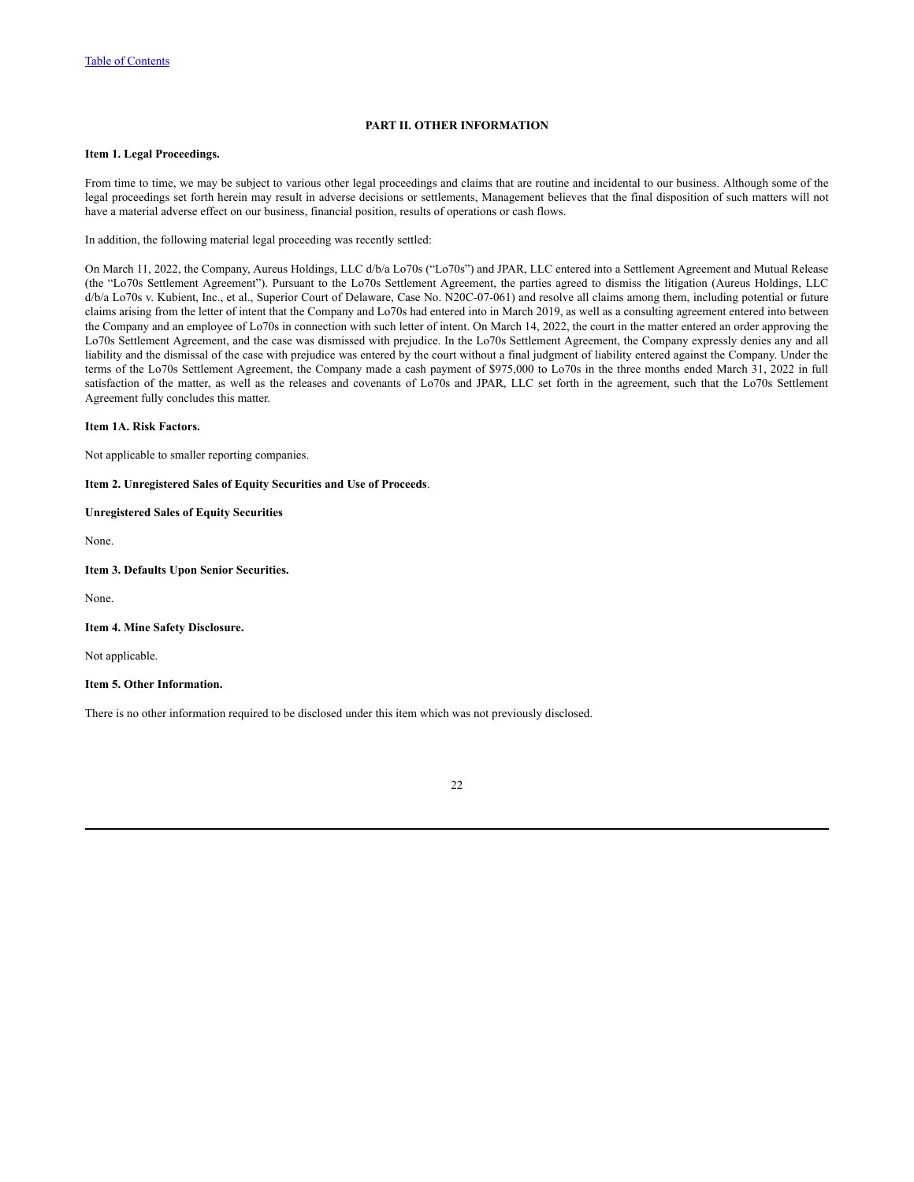## PART II. OTHER INFORMATION

**Item 1. Legal Proceedings.**

From time to time, we may be subject to various other legal proceedings and claims that are routine and incidental to our business. Although some of the legal proceedings set forth herein may result in adverse decisions or settlements, Management believes that the final disposition of such matters will not have a material adverse effect on our business, financial position, results of operations or cash flows.

In addition, the following material legal proceeding was recently settled:

On March 11, 2022, the Company, Aureus Holdings, LLC d/b/a Lo70s ("Lo70s") and JPAR, LLC entered into a Settlement Agreement and Mutual Release (the "Lo70s Settlement Agreement"). Pursuant to the Lo70s Settlement Agreement, the parties agreed to dismiss the litigation (Aureus Holdings, LLC d/b/a Lo70s v. Kubient, Inc., et al., Superior Court of Delaware, Case No. N20C-07-061) and resolve all claims among them, including potential or future claims arising from the letter of intent that the Company and Lo70s had entered into in March 2019, as well as a consulting agreement entered into between the Company and an employee of Lo70s in connection with such letter of intent. On March 14, 2022, the court in the matter entered an order approving the Lo70s Settlement Agreement, and the case was dismissed with prejudice. In the Lo70s Settlement Agreement, the Company expressly denies any and all liability and the dismissal of the case with prejudice was entered by the court without a final judgment of liability entered against the Company. Under the terms of the Lo70s Settlement Agreement, the Company made a cash payment of $975,000 to Lo70s in the three months ended March 31, 2022 in full satisfaction of the matter, as well as the releases and covenants of Lo70s and JPAR, LLC set forth in the agreement, such that the Lo70s Settlement Agreement fully concludes this matter.

**Item 1A. Risk Factors.**

Not applicable to smaller reporting companies.

**Item 2. Unregistered Sales of Equity Securities and Use of Proceeds**.

**Unregistered Sales of Equity Securities**

None.

**Item 3. Defaults Upon Senior Securities.**

None.

**Item 4. Mine Safety Disclosure.**

Not applicable.

**Item 5. Other Information.**

There is no other information required to be disclosed under this item which was not previously disclosed.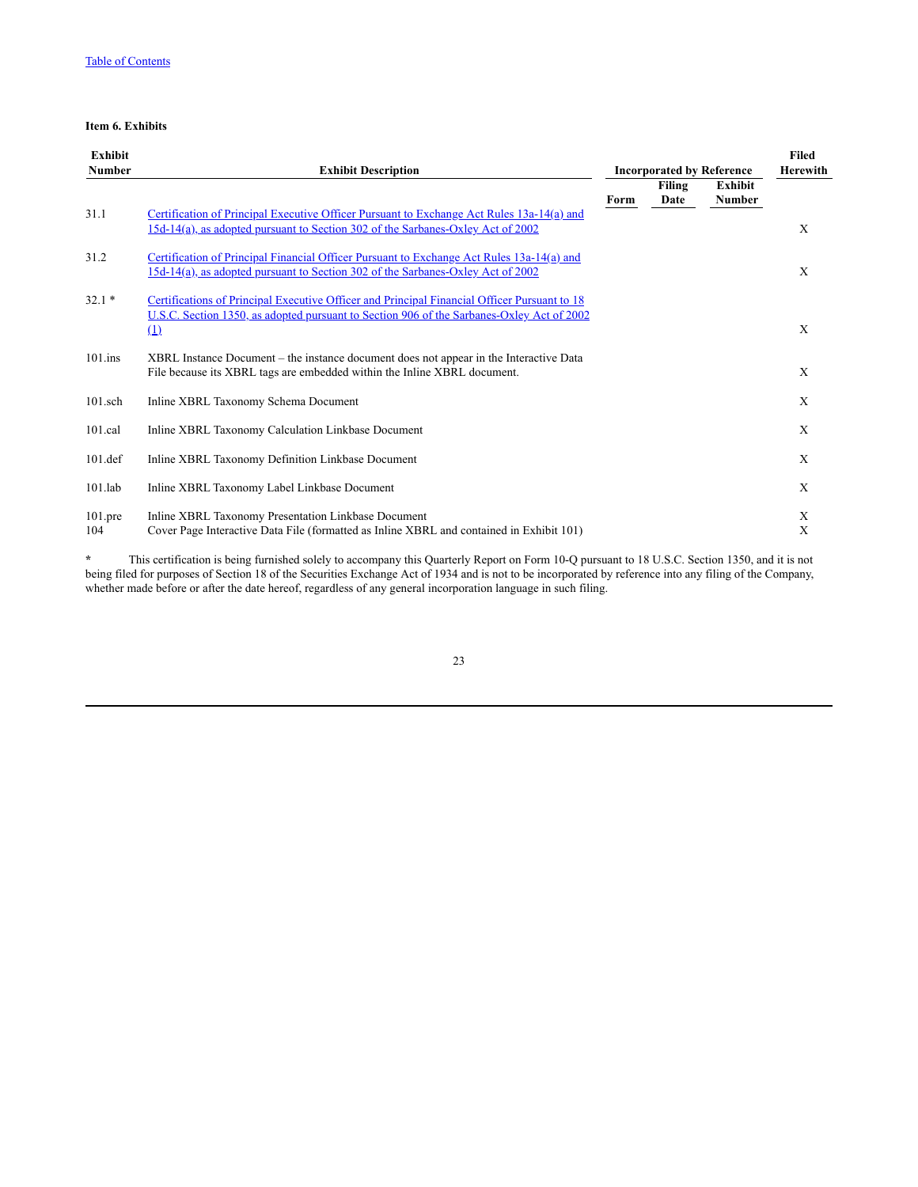Table of Contents

**Item 6. Exhibits**

| Exhibit Number | Exhibit Description | Incorporated by Reference | | | Filed Herewith |
|---|---|---|---|---|---|
| | | Form | Filing Date | Exhibit Number | |
| 31.1 | Certification of Principal Executive Officer Pursuant to Exchange Act Rules 13a-14(a) and 15d-14(a), as adopted pursuant to Section 302 of the Sarbanes-Oxley Act of 2002 | | | | X |
| 31.2 | Certification of Principal Financial Officer Pursuant to Exchange Act Rules 13a-14(a) and 15d-14(a), as adopted pursuant to Section 302 of the Sarbanes-Oxley Act of 2002 | | | | X |
| 32.1 * | Certifications of Principal Executive Officer and Principal Financial Officer Pursuant to 18 U.S.C. Section 1350, as adopted pursuant to Section 906 of the Sarbanes-Oxley Act of 2002 (1) | | | | X |
| 101.ins | XBRL Instance Document – the instance document does not appear in the Interactive Data File because its XBRL tags are embedded within the Inline XBRL document. | | | | X |
| 101.sch | Inline XBRL Taxonomy Schema Document | | | | X |
| 101.cal | Inline XBRL Taxonomy Calculation Linkbase Document | | | | X |
| 101.def | Inline XBRL Taxonomy Definition Linkbase Document | | | | X |
| 101.lab | Inline XBRL Taxonomy Label Linkbase Document | | | | X |
| 101.pre | Inline XBRL Taxonomy Presentation Linkbase Document | | | | X |
| 104 | Cover Page Interactive Data File (formatted as Inline XBRL and contained in Exhibit 101) | | | | X |

\* This certification is being furnished solely to accompany this Quarterly Report on Form 10-Q pursuant to 18 U.S.C. Section 1350, and it is not being filed for purposes of Section 18 of the Securities Exchange Act of 1934 and is not to be incorporated by reference into any filing of the Company, whether made before or after the date hereof, regardless of any general incorporation language in such filing.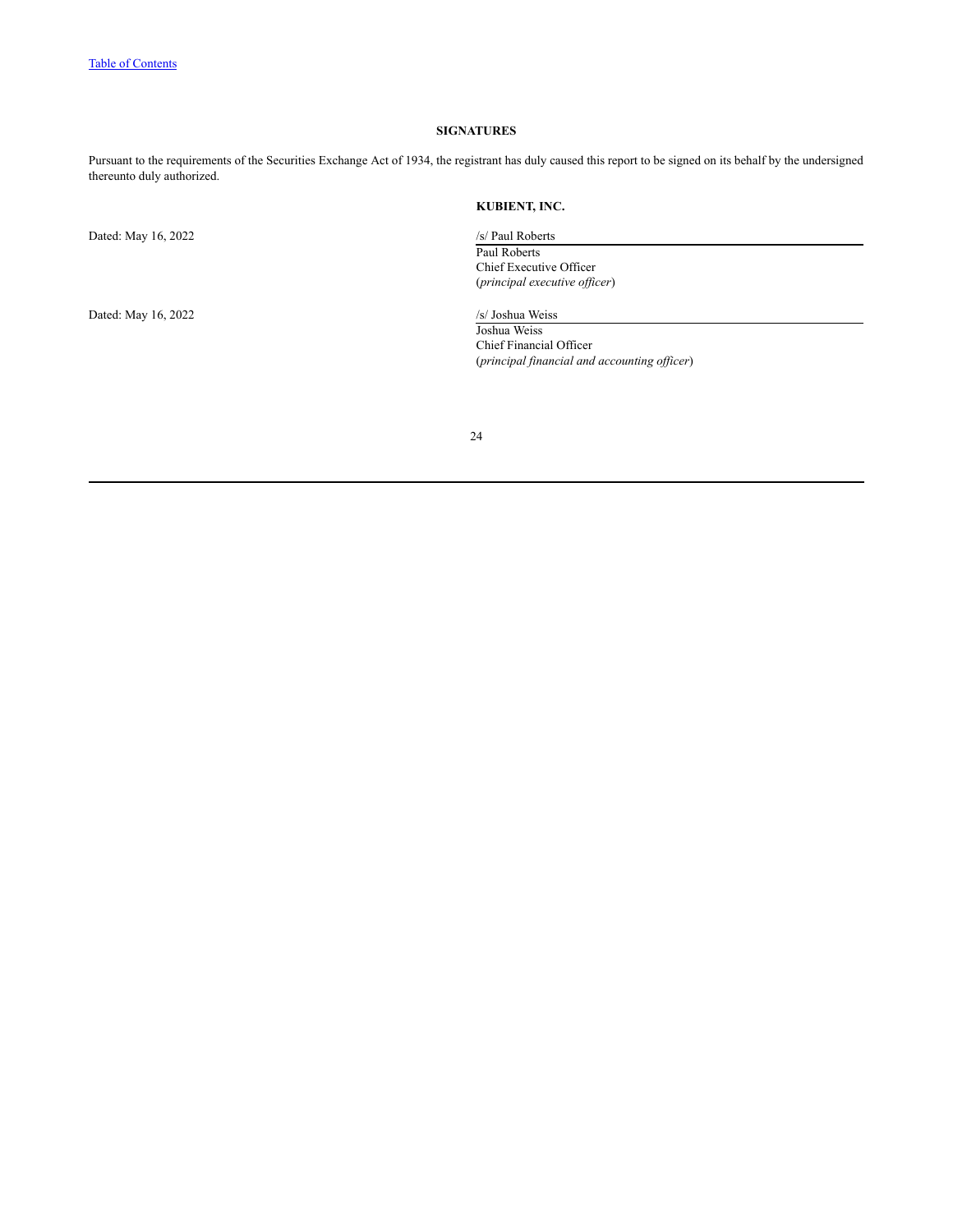**SIGNATURES**

Pursuant to the requirements of the Securities Exchange Act of 1934, the registrant has duly caused this report to be signed on its behalf by the undersigned thereunto duly authorized.

**KUBIENT, INC.**

Dated: May 16, 2022

/s/ Paul Roberts
Paul Roberts
Chief Executive Officer
(*principal executive officer*)

Dated: May 16, 2022

/s/ Joshua Weiss
Joshua Weiss
Chief Financial Officer
(*principal financial and accounting officer*)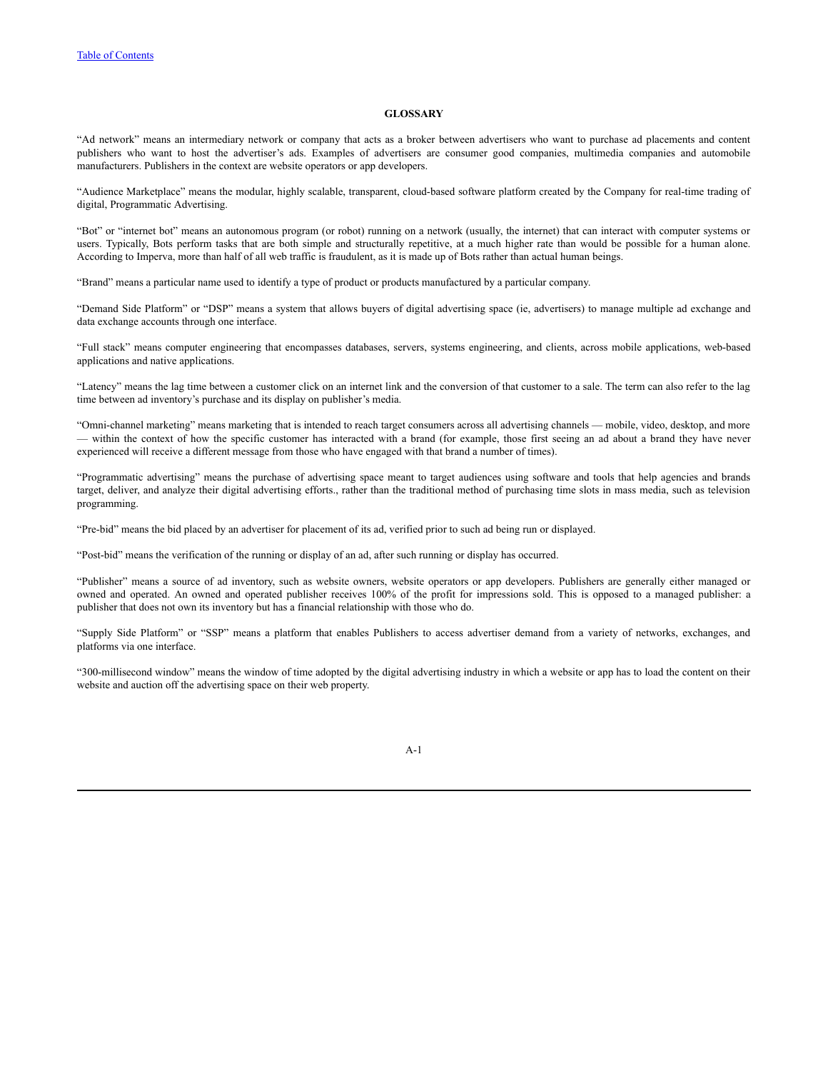## GLOSSARY

"Ad network" means an intermediary network or company that acts as a broker between advertisers who want to purchase ad placements and content publishers who want to host the advertiser's ads. Examples of advertisers are consumer good companies, multimedia companies and automobile manufacturers. Publishers in the context are website operators or app developers.

"Audience Marketplace" means the modular, highly scalable, transparent, cloud-based software platform created by the Company for real-time trading of digital, Programmatic Advertising.

"Bot" or "internet bot" means an autonomous program (or robot) running on a network (usually, the internet) that can interact with computer systems or users. Typically, Bots perform tasks that are both simple and structurally repetitive, at a much higher rate than would be possible for a human alone. According to Imperva, more than half of all web traffic is fraudulent, as it is made up of Bots rather than actual human beings.

"Brand" means a particular name used to identify a type of product or products manufactured by a particular company.

"Demand Side Platform" or "DSP" means a system that allows buyers of digital advertising space (ie, advertisers) to manage multiple ad exchange and data exchange accounts through one interface.

"Full stack" means computer engineering that encompasses databases, servers, systems engineering, and clients, across mobile applications, web-based applications and native applications.

"Latency" means the lag time between a customer click on an internet link and the conversion of that customer to a sale. The term can also refer to the lag time between ad inventory's purchase and its display on publisher's media.

"Omni-channel marketing" means marketing that is intended to reach target consumers across all advertising channels — mobile, video, desktop, and more — within the context of how the specific customer has interacted with a brand (for example, those first seeing an ad about a brand they have never experienced will receive a different message from those who have engaged with that brand a number of times).

"Programmatic advertising" means the purchase of advertising space meant to target audiences using software and tools that help agencies and brands target, deliver, and analyze their digital advertising efforts., rather than the traditional method of purchasing time slots in mass media, such as television programming.

"Pre-bid" means the bid placed by an advertiser for placement of its ad, verified prior to such ad being run or displayed.

"Post-bid" means the verification of the running or display of an ad, after such running or display has occurred.

"Publisher" means a source of ad inventory, such as website owners, website operators or app developers. Publishers are generally either managed or owned and operated. An owned and operated publisher receives 100% of the profit for impressions sold. This is opposed to a managed publisher: a publisher that does not own its inventory but has a financial relationship with those who do.

"Supply Side Platform" or "SSP" means a platform that enables Publishers to access advertiser demand from a variety of networks, exchanges, and platforms via one interface.

"300-millisecond window" means the window of time adopted by the digital advertising industry in which a website or app has to load the content on their website and auction off the advertising space on their web property.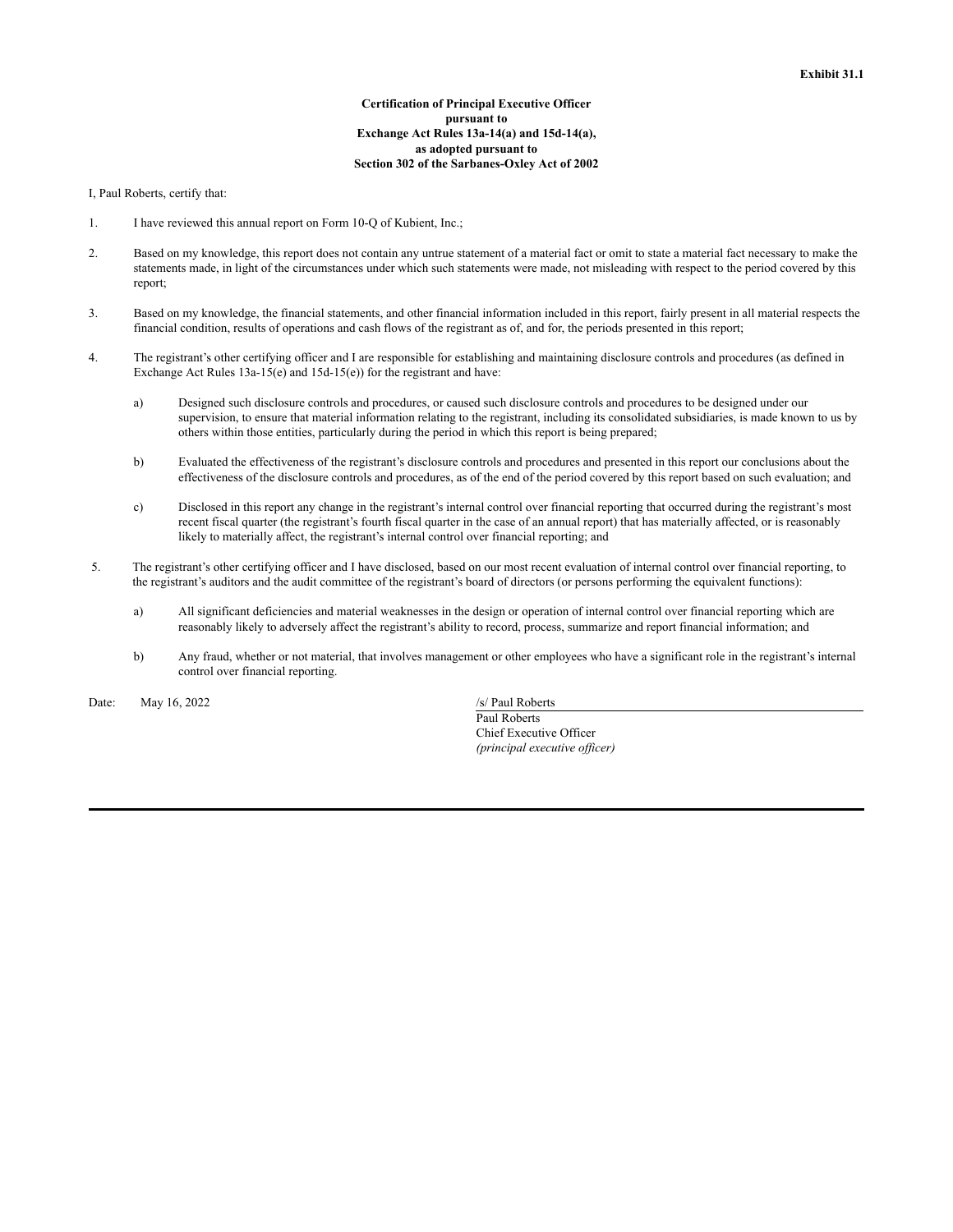**Exhibit 31.1**

**Certification of Principal Executive Officer**
**pursuant to**
**Exchange Act Rules 13a-14(a) and 15d-14(a),**
**as adopted pursuant to**
**Section 302 of the Sarbanes-Oxley Act of 2002**

I, Paul Roberts, certify that:

1. I have reviewed this annual report on Form 10-Q of Kubient, Inc.;

2. Based on my knowledge, this report does not contain any untrue statement of a material fact or omit to state a material fact necessary to make the statements made, in light of the circumstances under which such statements were made, not misleading with respect to the period covered by this report;

3. Based on my knowledge, the financial statements, and other financial information included in this report, fairly present in all material respects the financial condition, results of operations and cash flows of the registrant as of, and for, the periods presented in this report;

4. The registrant's other certifying officer and I are responsible for establishing and maintaining disclosure controls and procedures (as defined in Exchange Act Rules 13a-15(e) and 15d-15(e)) for the registrant and have:

   a) Designed such disclosure controls and procedures, or caused such disclosure controls and procedures to be designed under our supervision, to ensure that material information relating to the registrant, including its consolidated subsidiaries, is made known to us by others within those entities, particularly during the period in which this report is being prepared;

   b) Evaluated the effectiveness of the registrant's disclosure controls and procedures and presented in this report our conclusions about the effectiveness of the disclosure controls and procedures, as of the end of the period covered by this report based on such evaluation; and

   c) Disclosed in this report any change in the registrant's internal control over financial reporting that occurred during the registrant's most recent fiscal quarter (the registrant's fourth fiscal quarter in the case of an annual report) that has materially affected, or is reasonably likely to materially affect, the registrant's internal control over financial reporting; and

5. The registrant's other certifying officer and I have disclosed, based on our most recent evaluation of internal control over financial reporting, to the registrant's auditors and the audit committee of the registrant's board of directors (or persons performing the equivalent functions):

   a) All significant deficiencies and material weaknesses in the design or operation of internal control over financial reporting which are reasonably likely to adversely affect the registrant's ability to record, process, summarize and report financial information; and

   b) Any fraud, whether or not material, that involves management or other employees who have a significant role in the registrant's internal control over financial reporting.

Date: May 16, 2022

/s/ Paul Roberts
Paul Roberts
Chief Executive Officer
*(principal executive officer)*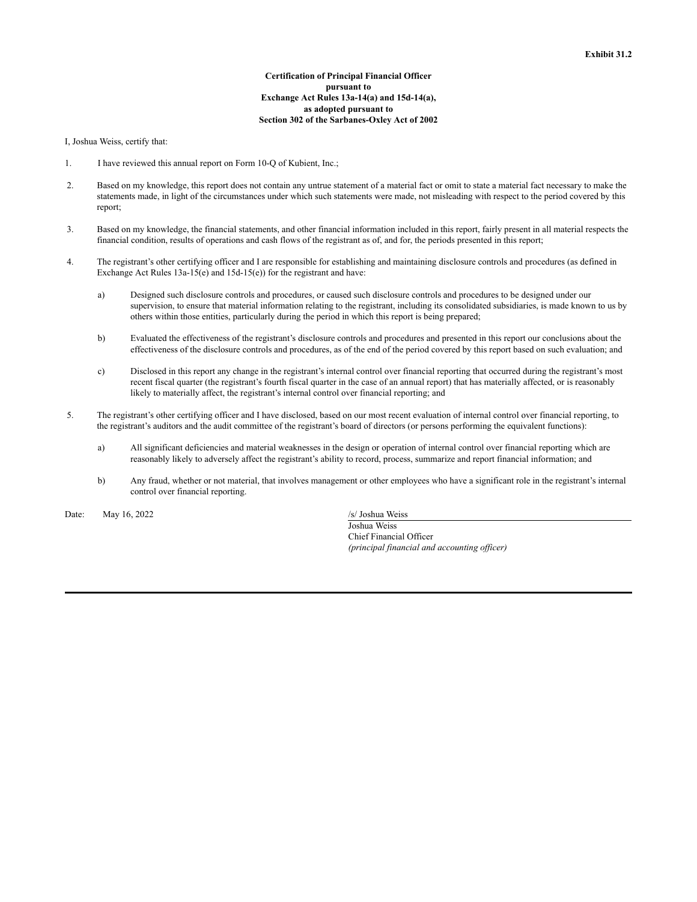**Exhibit 31.2**

**Certification of Principal Financial Officer**
**pursuant to**
**Exchange Act Rules 13a-14(a) and 15d-14(a),**
**as adopted pursuant to**
**Section 302 of the Sarbanes-Oxley Act of 2002**

I, Joshua Weiss, certify that:

1. I have reviewed this annual report on Form 10-Q of Kubient, Inc.;

2. Based on my knowledge, this report does not contain any untrue statement of a material fact or omit to state a material fact necessary to make the statements made, in light of the circumstances under which such statements were made, not misleading with respect to the period covered by this report;

3. Based on my knowledge, the financial statements, and other financial information included in this report, fairly present in all material respects the financial condition, results of operations and cash flows of the registrant as of, and for, the periods presented in this report;

4. The registrant's other certifying officer and I are responsible for establishing and maintaining disclosure controls and procedures (as defined in Exchange Act Rules 13a-15(e) and 15d-15(e)) for the registrant and have:

   a) Designed such disclosure controls and procedures, or caused such disclosure controls and procedures to be designed under our supervision, to ensure that material information relating to the registrant, including its consolidated subsidiaries, is made known to us by others within those entities, particularly during the period in which this report is being prepared;

   b) Evaluated the effectiveness of the registrant's disclosure controls and procedures and presented in this report our conclusions about the effectiveness of the disclosure controls and procedures, as of the end of the period covered by this report based on such evaluation; and

   c) Disclosed in this report any change in the registrant's internal control over financial reporting that occurred during the registrant's most recent fiscal quarter (the registrant's fourth fiscal quarter in the case of an annual report) that has materially affected, or is reasonably likely to materially affect, the registrant's internal control over financial reporting; and

5. The registrant's other certifying officer and I have disclosed, based on our most recent evaluation of internal control over financial reporting, to the registrant's auditors and the audit committee of the registrant's board of directors (or persons performing the equivalent functions):

   a) All significant deficiencies and material weaknesses in the design or operation of internal control over financial reporting which are reasonably likely to adversely affect the registrant's ability to record, process, summarize and report financial information; and

   b) Any fraud, whether or not material, that involves management or other employees who have a significant role in the registrant's internal control over financial reporting.

Date: May 16, 2022

/s/ Joshua Weiss
Joshua Weiss
Chief Financial Officer
*(principal financial and accounting officer)*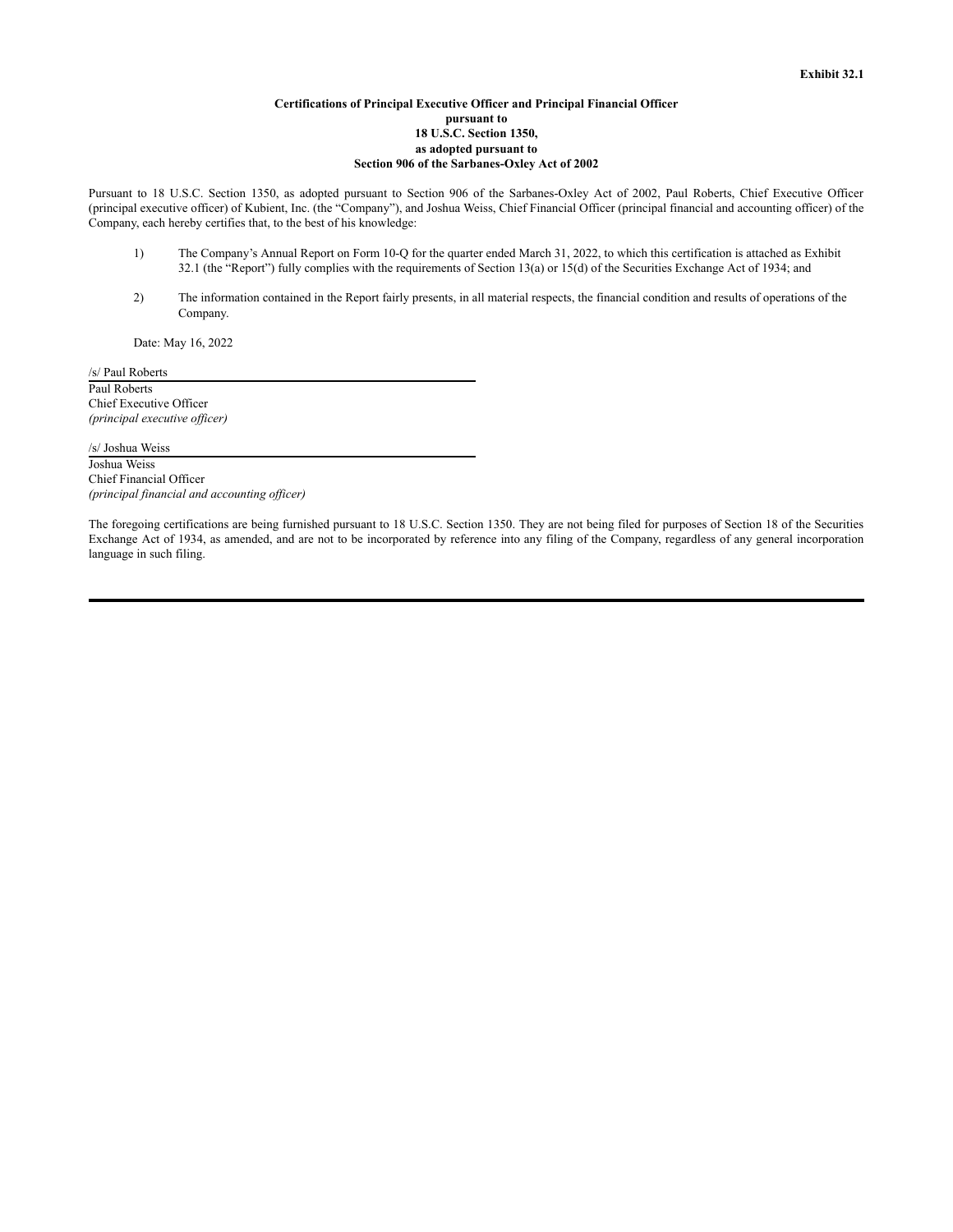**Exhibit 32.1**

**Certifications of Principal Executive Officer and Principal Financial Officer**
**pursuant to**
**18 U.S.C. Section 1350,**
**as adopted pursuant to**
**Section 906 of the Sarbanes-Oxley Act of 2002**

Pursuant to 18 U.S.C. Section 1350, as adopted pursuant to Section 906 of the Sarbanes-Oxley Act of 2002, Paul Roberts, Chief Executive Officer (principal executive officer) of Kubient, Inc. (the "Company"), and Joshua Weiss, Chief Financial Officer (principal financial and accounting officer) of the Company, each hereby certifies that, to the best of his knowledge:

1) The Company's Annual Report on Form 10-Q for the quarter ended March 31, 2022, to which this certification is attached as Exhibit 32.1 (the "Report") fully complies with the requirements of Section 13(a) or 15(d) of the Securities Exchange Act of 1934; and

2) The information contained in the Report fairly presents, in all material respects, the financial condition and results of operations of the Company.

Date: May 16, 2022

/s/ Paul Roberts
Paul Roberts
Chief Executive Officer
*(principal executive officer)*

/s/ Joshua Weiss
Joshua Weiss
Chief Financial Officer
*(principal financial and accounting officer)*

The foregoing certifications are being furnished pursuant to 18 U.S.C. Section 1350. They are not being filed for purposes of Section 18 of the Securities Exchange Act of 1934, as amended, and are not to be incorporated by reference into any filing of the Company, regardless of any general incorporation language in such filing.